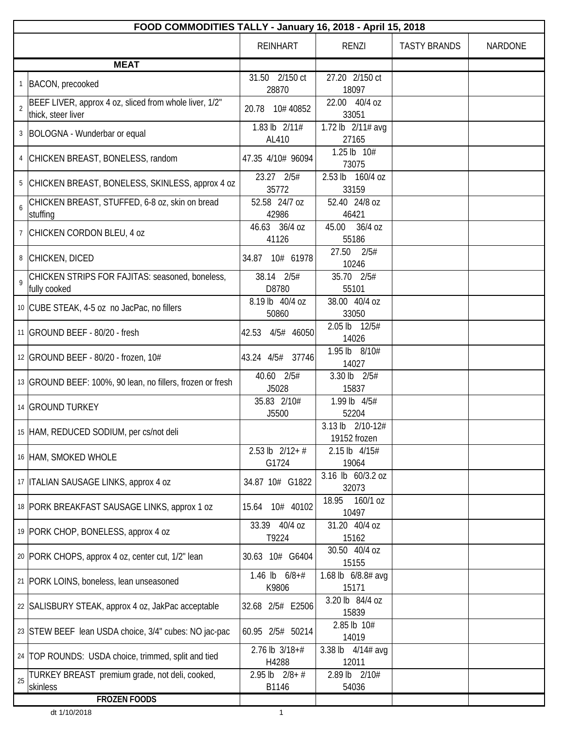| FOOD COMMODITIES TALLY - January 16, 2018 - April 15, 2018 | | | | | |
|---|---|---|---|---|---|
| | | REINHART | RENZI | TASTY BRANDS | NARDONE |
| | **MEAT** | | | | |
| 1 | BACON, precooked | 31.50 2/150 ct 28870 | 27.20 2/150 ct 18097 | | |
| 2 | BEEF LIVER, approx 4 oz, sliced from whole liver, 1/2" thick, steer liver | 20.78 10# 40852 | 22.00 40/4 oz 33051 | | |
| 3 | BOLOGNA - Wunderbar or equal | 1.83 lb 2/11# AL410 | 1.72 lb 2/11# avg 27165 | | |
| 4 | CHICKEN BREAST, BONELESS, random | 47.35 4/10# 96094 | 1.25 lb 10# 73075 | | |
| 5 | CHICKEN BREAST, BONELESS, SKINLESS, approx 4 oz | 23.27 2/5# 35772 | 2.53 lb 160/4 oz 33159 | | |
| 6 | CHICKEN BREAST, STUFFED, 6-8 oz, skin on bread stuffing | 52.58 24/7 oz 42986 | 52.40 24/8 oz 46421 | | |
| 7 | CHICKEN CORDON BLEU, 4 oz | 46.63 36/4 oz 41126 | 45.00 36/4 oz 55186 | | |
| 8 | CHICKEN, DICED | 34.87 10# 61978 | 27.50 2/5# 10246 | | |
| 9 | CHICKEN STRIPS FOR FAJITAS: seasoned, boneless, fully cooked | 38.14 2/5# D8780 | 35.70 2/5# 55101 | | |
| 10 | CUBE STEAK, 4-5 oz no JacPac, no fillers | 8.19 lb 40/4 oz 50860 | 38.00 40/4 oz 33050 | | |
| 11 | GROUND BEEF - 80/20 - fresh | 42.53 4/5# 46050 | 2.05 lb 12/5# 14026 | | |
| 12 | GROUND BEEF - 80/20 - frozen, 10# | 43.24 4/5# 37746 | 1.95 lb 8/10# 14027 | | |
| 13 | GROUND BEEF: 100%, 90 lean, no fillers, frozen or fresh | 40.60 2/5# J5028 | 3.30 lb 2/5# 15837 | | |
| 14 | GROUND TURKEY | 35.83 2/10# J5500 | 1.99 lb 4/5# 52204 | | |
| 15 | HAM, REDUCED SODIUM, per cs/not deli | | 3.13 lb 2/10-12# 19152 frozen | | |
| 16 | HAM, SMOKED WHOLE | 2.53 lb 2/12+ # G1724 | 2.15 lb 4/15# 19064 | | |
| 17 | ITALIAN SAUSAGE LINKS, approx 4 oz | 34.87 10# G1822 | 3.16 lb 60/3.2 oz 32073 | | |
| 18 | PORK BREAKFAST SAUSAGE LINKS, approx 1 oz | 15.64 10# 40102 | 18.95 160/1 oz 10497 | | |
| 19 | PORK CHOP, BONELESS, approx 4 oz | 33.39 40/4 oz T9224 | 31.20 40/4 oz 15162 | | |
| 20 | PORK CHOPS, approx 4 oz, center cut, 1/2" lean | 30.63 10# G6404 | 30.50 40/4 oz 15155 | | |
| 21 | PORK LOINS, boneless, lean unseasoned | 1.46 lb 6/8+# K9806 | 1.68 lb 6/8.8# avg 15171 | | |
| 22 | SALISBURY STEAK, approx 4 oz, JakPac acceptable | 32.68 2/5# E2506 | 3.20 lb 84/4 oz 15839 | | |
| 23 | STEW BEEF lean USDA choice, 3/4" cubes: NO jac-pac | 60.95 2/5# 50214 | 2.85 lb 10# 14019 | | |
| 24 | TOP ROUNDS: USDA choice, trimmed, split and tied | 2.76 lb 3/18+# H4288 | 3.38 lb 4/14# avg 12011 | | |
| 25 | TURKEY BREAST premium grade, not deli, cooked, skinless | 2.95 lb 2/8+ # B1146 | 2.89 lb 2/10# 54036 | | |
| | **FROZEN FOODS** | | | | |

dt 1/10/2018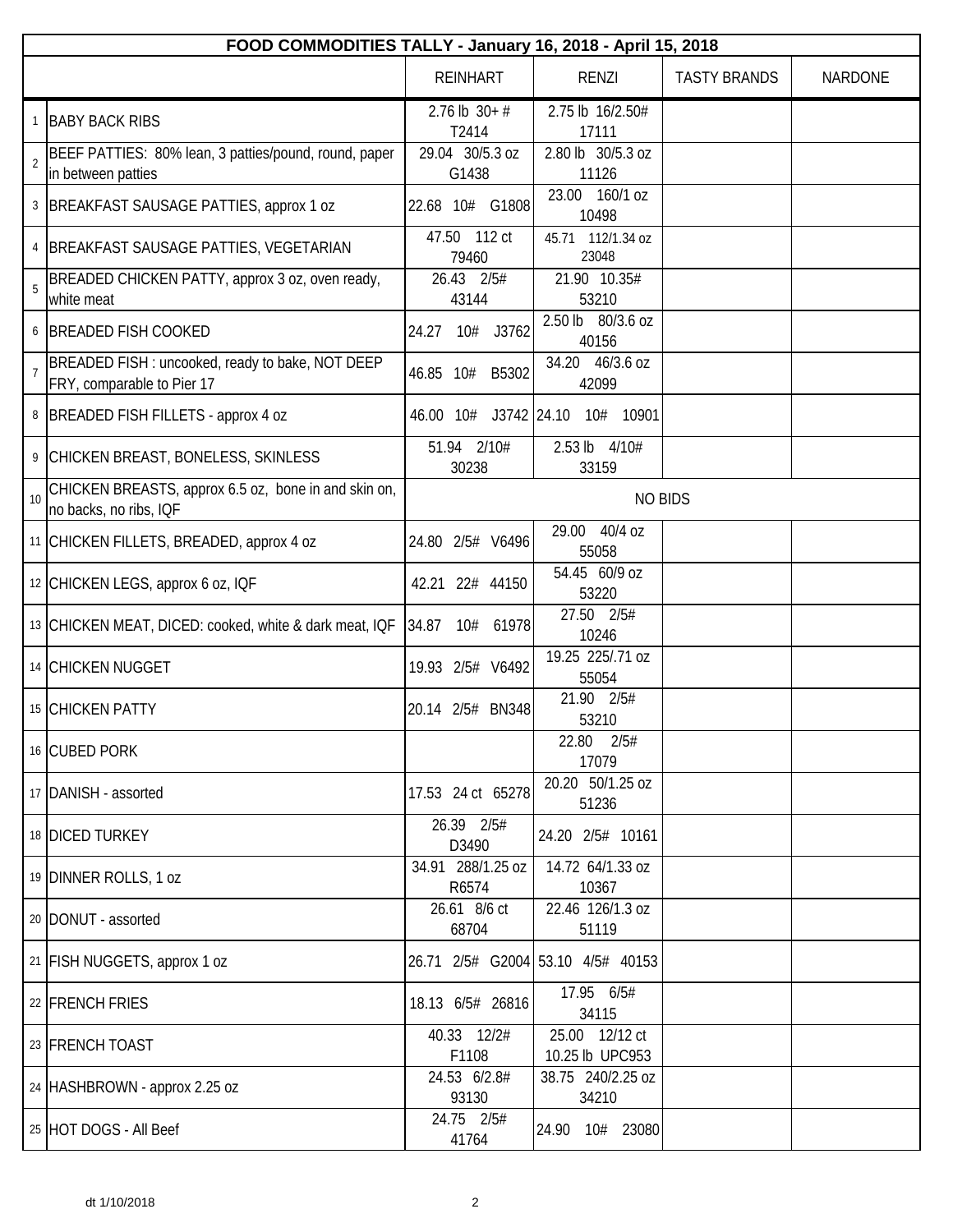| FOOD COMMODITIES TALLY - January 16, 2018 - April 15, 2018 | | | | | |
|---|---|---|---|---|---|
| | | REINHART | RENZI | TASTY BRANDS | NARDONE |
| 1 | BABY BACK RIBS | 2.76 lb 30+ # T2414 | 2.75 lb 16/2.50# 17111 | | |
| 2 | BEEF PATTIES: 80% lean, 3 patties/pound, round, paper in between patties | 29.04 30/5.3 oz G1438 | 2.80 lb 30/5.3 oz 11126 | | |
| 3 | BREAKFAST SAUSAGE PATTIES, approx 1 oz | 22.68 10# G1808 | 23.00 160/1 oz 10498 | | |
| 4 | BREAKFAST SAUSAGE PATTIES, VEGETARIAN | 47.50 112 ct 79460 | 45.71 112/1.34 oz 23048 | | |
| 5 | BREADED CHICKEN PATTY, approx 3 oz, oven ready, white meat | 26.43 2/5# 43144 | 21.90 10.35# 53210 | | |
| 6 | BREADED FISH COOKED | 24.27 10# J3762 | 2.50 lb 80/3.6 oz 40156 | | |
| 7 | BREADED FISH : uncooked, ready to bake, NOT DEEP FRY, comparable to Pier 17 | 46.85 10# B5302 | 34.20 46/3.6 oz 42099 | | |
| 8 | BREADED FISH FILLETS - approx 4 oz | 46.00 10# J3742 | 24.10 10# 10901 | | |
| 9 | CHICKEN BREAST, BONELESS, SKINLESS | 51.94 2/10# 30238 | 2.53 lb 4/10# 33159 | | |
| 10 | CHICKEN BREASTS, approx 6.5 oz, bone in and skin on, no backs, no ribs, IQF | NO BIDS | | | |
| 11 | CHICKEN FILLETS, BREADED, approx 4 oz | 24.80 2/5# V6496 | 29.00 40/4 oz 55058 | | |
| 12 | CHICKEN LEGS, approx 6 oz, IQF | 42.21 22# 44150 | 54.45 60/9 oz 53220 | | |
| 13 | CHICKEN MEAT, DICED: cooked, white & dark meat, IQF | 34.87 10# 61978 | 27.50 2/5# 10246 | | |
| 14 | CHICKEN NUGGET | 19.93 2/5# V6492 | 19.25 225/.71 oz 55054 | | |
| 15 | CHICKEN PATTY | 20.14 2/5# BN348 | 21.90 2/5# 53210 | | |
| 16 | CUBED PORK | | 22.80 2/5# 17079 | | |
| 17 | DANISH - assorted | 17.53 24 ct 65278 | 20.20 50/1.25 oz 51236 | | |
| 18 | DICED TURKEY | 26.39 2/5# D3490 | 24.20 2/5# 10161 | | |
| 19 | DINNER ROLLS, 1 oz | 34.91 288/1.25 oz R6574 | 14.72 64/1.33 oz 10367 | | |
| 20 | DONUT - assorted | 26.61 8/6 ct 68704 | 22.46 126/1.3 oz 51119 | | |
| 21 | FISH NUGGETS, approx 1 oz | 26.71 2/5# G2004 | 53.10 4/5# 40153 | | |
| 22 | FRENCH FRIES | 18.13 6/5# 26816 | 17.95 6/5# 34115 | | |
| 23 | FRENCH TOAST | 40.33 12/2# F1108 | 25.00 12/12 ct 10.25 lb UPC953 | | |
| 24 | HASHBROWN - approx 2.25 oz | 24.53 6/2.8# 93130 | 38.75 240/2.25 oz 34210 | | |
| 25 | HOT DOGS - All Beef | 24.75 2/5# 41764 | 24.90 10# 23080 | | |

dt 1/10/2018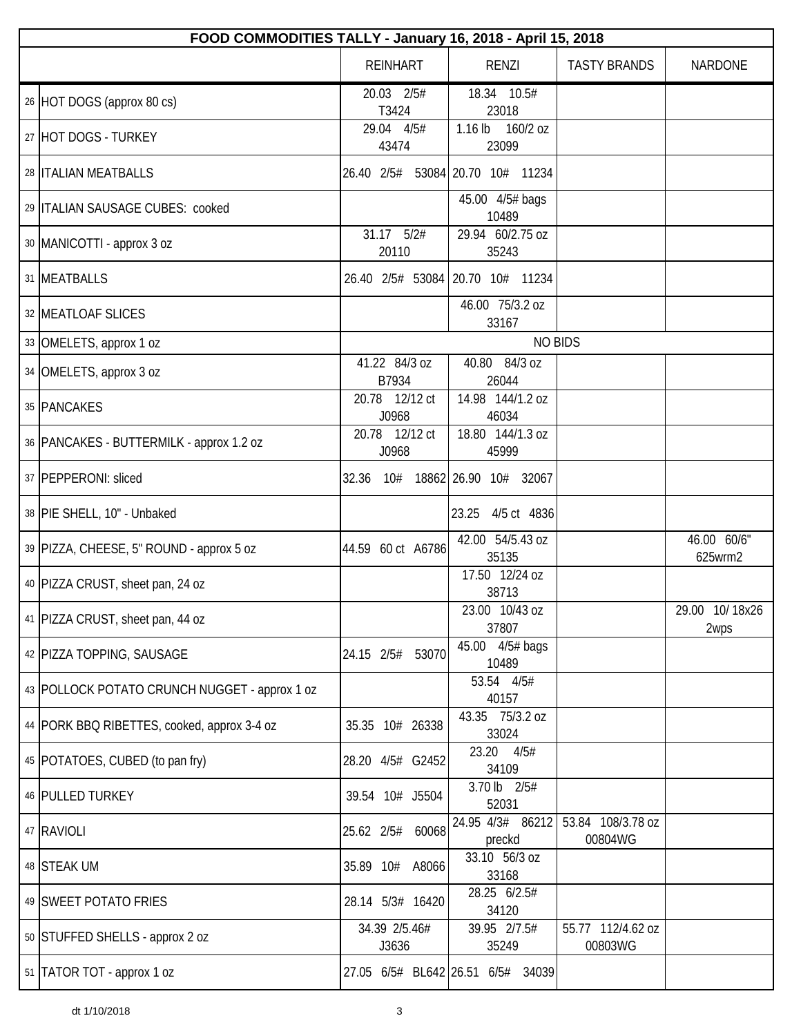| FOOD COMMODITIES TALLY - January 16, 2018 - April 15, 2018 | | | | | | |
|---|---|---|---|---|---|---|
| | | REINHART | RENZI | TASTY BRANDS | NARDONE |
| 26 | HOT DOGS (approx 80 cs) | 20.03 2/5# T3424 | 18.34 10.5# 23018 | | |
| 27 | HOT DOGS - TURKEY | 29.04 4/5# 43474 | 1.16 lb 160/2 oz 23099 | | |
| 28 | ITALIAN MEATBALLS | 26.40 2/5# 53084 | 20.70 10# 11234 | | |
| 29 | ITALIAN SAUSAGE CUBES: cooked | | 45.00 4/5# bags 10489 | | |
| 30 | MANICOTTI - approx 3 oz | 31.17 5/2# 20110 | 29.94 60/2.75 oz 35243 | | |
| 31 | MEATBALLS | 26.40 2/5# 53084 | 20.70 10# 11234 | | |
| 32 | MEATLOAF SLICES | | 46.00 75/3.2 oz 33167 | | |
| 33 | OMELETS, approx 1 oz | NO BIDS | | | |
| 34 | OMELETS, approx 3 oz | 41.22 84/3 oz B7934 | 40.80 84/3 oz 26044 | | |
| 35 | PANCAKES | 20.78 12/12 ct J0968 | 14.98 144/1.2 oz 46034 | | |
| 36 | PANCAKES - BUTTERMILK - approx 1.2 oz | 20.78 12/12 ct J0968 | 18.80 144/1.3 oz 45999 | | |
| 37 | PEPPERONI: sliced | 32.36 10# 18862 | 26.90 10# 32067 | | |
| 38 | PIE SHELL, 10" - Unbaked | | 23.25 4/5 ct 4836 | | |
| 39 | PIZZA, CHEESE, 5" ROUND - approx 5 oz | 44.59 60 ct A6786 | 42.00 54/5.43 oz 35135 | | 46.00 60/6" 625wrm2 |
| 40 | PIZZA CRUST, sheet pan, 24 oz | | 17.50 12/24 oz 38713 | | |
| 41 | PIZZA CRUST, sheet pan, 44 oz | | 23.00 10/43 oz 37807 | | 29.00 10/ 18x26 2wps |
| 42 | PIZZA TOPPING, SAUSAGE | 24.15 2/5# 53070 | 45.00 4/5# bags 10489 | | |
| 43 | POLLOCK POTATO CRUNCH NUGGET - approx 1 oz | | 53.54 4/5# 40157 | | |
| 44 | PORK BBQ RIBETTES, cooked, approx 3-4 oz | 35.35 10# 26338 | 43.35 75/3.2 oz 33024 | | |
| 45 | POTATOES, CUBED (to pan fry) | 28.20 4/5# G2452 | 23.20 4/5# 34109 | | |
| 46 | PULLED TURKEY | 39.54 10# J5504 | 3.70 lb 2/5# 52031 | | |
| 47 | RAVIOLI | 25.62 2/5# 60068 | 24.95 4/3# 86212 preckd | 53.84 108/3.78 oz 00804WG | |
| 48 | STEAK UM | 35.89 10# A8066 | 33.10 56/3 oz 33168 | | |
| 49 | SWEET POTATO FRIES | 28.14 5/3# 16420 | 28.25 6/2.5# 34120 | | |
| 50 | STUFFED SHELLS - approx 2 oz | 34.39 2/5.46# J3636 | 39.95 2/7.5# 35249 | 55.77 112/4.62 oz 00803WG | |
| 51 | TATOR TOT - approx 1 oz | 27.05 6/5# BL642 | 26.51 6/5# 34039 | | |

dt 1/10/2018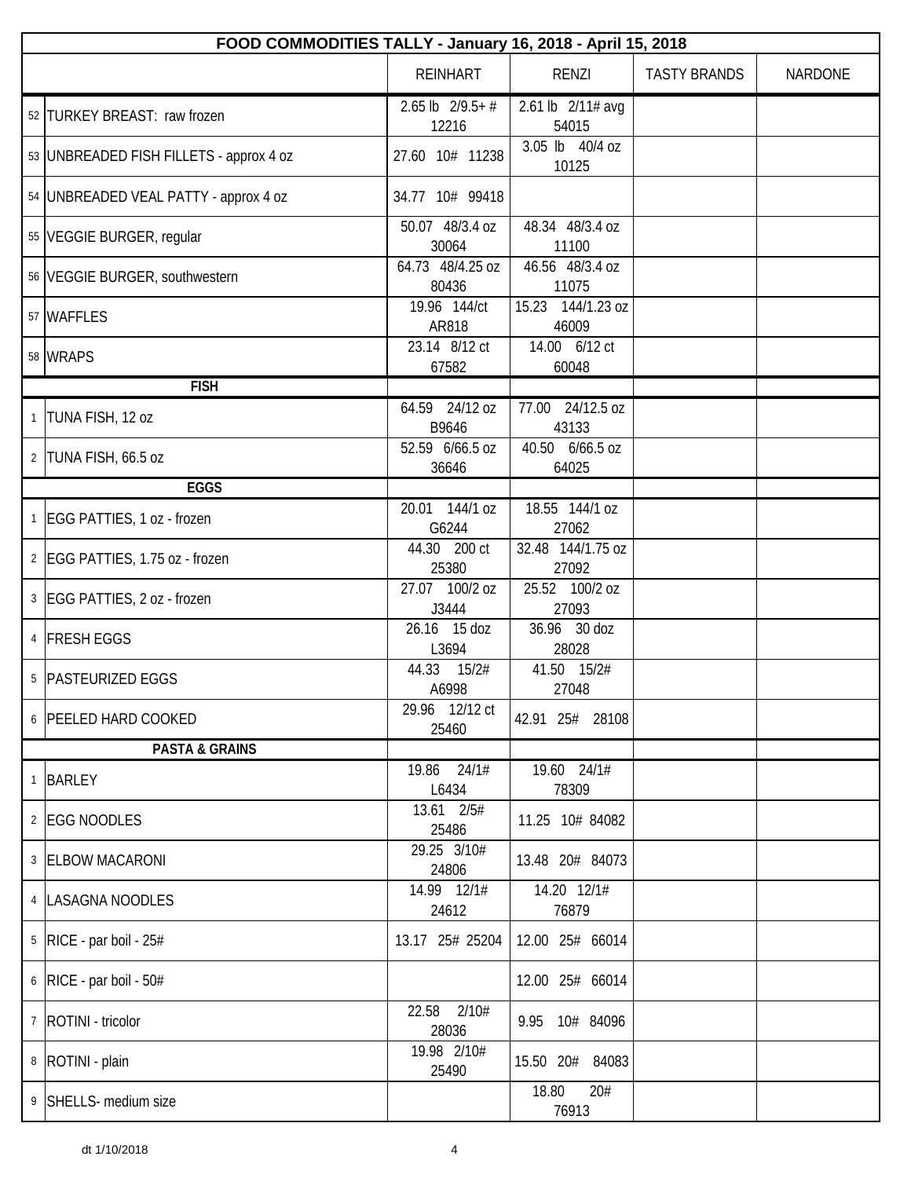| | FOOD COMMODITIES TALLY - January 16, 2018 - April 15, 2018 | | | | |
|---|---|---|---|---|---|
| | | REINHART | RENZI | TASTY BRANDS | NARDONE |
| 52 | TURKEY BREAST: raw frozen | 2.65 lb 2/9.5+ # 12216 | 2.61 lb 2/11# avg 54015 | | |
| 53 | UNBREADED FISH FILLETS - approx 4 oz | 27.60 10# 11238 | 3.05 lb 40/4 oz 10125 | | |
| 54 | UNBREADED VEAL PATTY - approx 4 oz | 34.77 10# 99418 | | | |
| 55 | VEGGIE BURGER, regular | 50.07 48/3.4 oz 30064 | 48.34 48/3.4 oz 11100 | | |
| 56 | VEGGIE BURGER, southwestern | 64.73 48/4.25 oz 80436 | 46.56 48/3.4 oz 11075 | | |
| 57 | WAFFLES | 19.96 144/ct AR818 | 15.23 144/1.23 oz 46009 | | |
| 58 | WRAPS | 23.14 8/12 ct 67582 | 14.00 6/12 ct 60048 | | |
| | **FISH** | | | | |
| 1 | TUNA FISH, 12 oz | 64.59 24/12 oz B9646 | 77.00 24/12.5 oz 43133 | | |
| 2 | TUNA FISH, 66.5 oz | 52.59 6/66.5 oz 36646 | 40.50 6/66.5 oz 64025 | | |
| | **EGGS** | | | | |
| 1 | EGG PATTIES, 1 oz - frozen | 20.01 144/1 oz G6244 | 18.55 144/1 oz 27062 | | |
| 2 | EGG PATTIES, 1.75 oz - frozen | 44.30 200 ct 25380 | 32.48 144/1.75 oz 27092 | | |
| 3 | EGG PATTIES, 2 oz - frozen | 27.07 100/2 oz J3444 | 25.52 100/2 oz 27093 | | |
| 4 | FRESH EGGS | 26.16 15 doz L3694 | 36.96 30 doz 28028 | | |
| 5 | PASTEURIZED EGGS | 44.33 15/2# A6998 | 41.50 15/2# 27048 | | |
| 6 | PEELED HARD COOKED | 29.96 12/12 ct 25460 | 42.91 25# 28108 | | |
| | **PASTA & GRAINS** | | | | |
| 1 | BARLEY | 19.86 24/1# L6434 | 19.60 24/1# 78309 | | |
| 2 | EGG NOODLES | 13.61 2/5# 25486 | 11.25 10# 84082 | | |
| 3 | ELBOW MACARONI | 29.25 3/10# 24806 | 13.48 20# 84073 | | |
| 4 | LASAGNA NOODLES | 14.99 12/1# 24612 | 14.20 12/1# 76879 | | |
| 5 | RICE - par boil - 25# | 13.17 25# 25204 | 12.00 25# 66014 | | |
| 6 | RICE - par boil - 50# | | 12.00 25# 66014 | | |
| 7 | ROTINI - tricolor | 22.58 2/10# 28036 | 9.95 10# 84096 | | |
| 8 | ROTINI - plain | 19.98 2/10# 25490 | 15.50 20# 84083 | | |
| 9 | SHELLS- medium size | | 18.80 20# 76913 | | |

dt 1/10/2018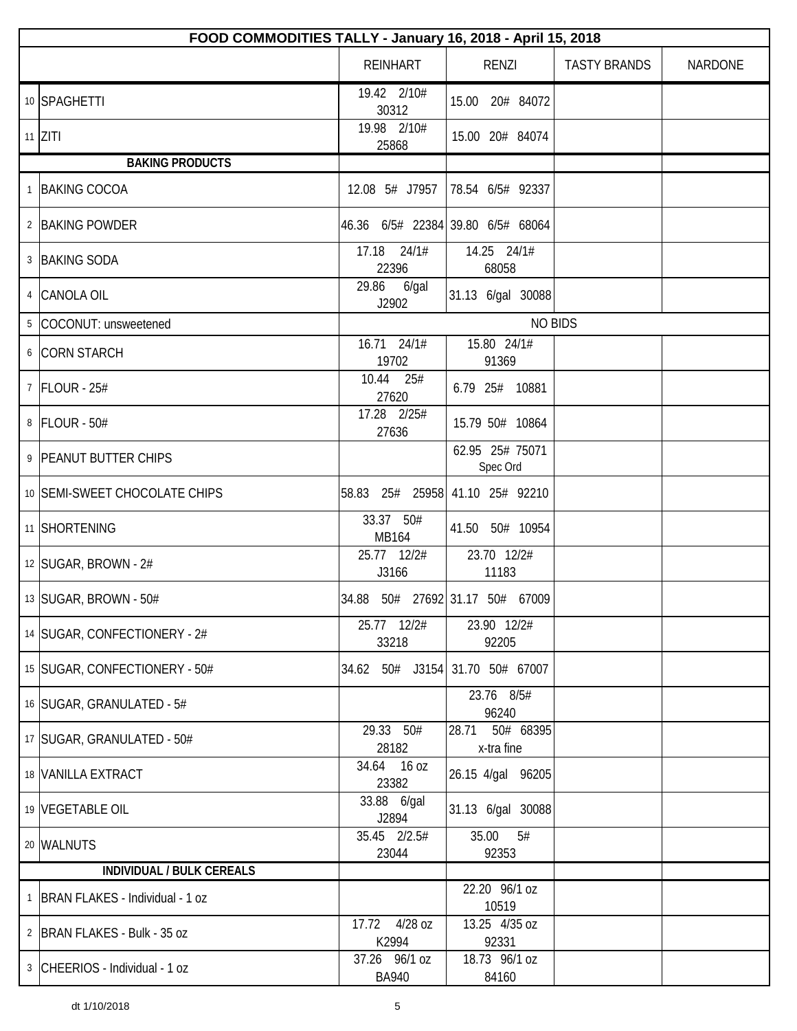| | FOOD COMMODITIES TALLY - January 16, 2018 - April 15, 2018 | | | | |
|---|---|---|---|---|---|
| | | REINHART | RENZI | TASTY BRANDS | NARDONE |
| 10 | SPAGHETTI | 19.42 2/10# 30312 | 15.00 20# 84072 | | |
| 11 | ZITI | 19.98 2/10# 25868 | 15.00 20# 84074 | | |
| | **BAKING PRODUCTS** | | | | |
| 1 | BAKING COCOA | 12.08 5# J7957 | 78.54 6/5# 92337 | | |
| 2 | BAKING POWDER | 46.36 6/5# 22384 | 39.80 6/5# 68064 | | |
| 3 | BAKING SODA | 17.18 24/1# 22396 | 14.25 24/1# 68058 | | |
| 4 | CANOLA OIL | 29.86 6/gal J2902 | 31.13 6/gal 30088 | | |
| 5 | COCONUT: unsweetened | NO BIDS | | | |
| 6 | CORN STARCH | 16.71 24/1# 19702 | 15.80 24/1# 91369 | | |
| 7 | FLOUR - 25# | 10.44 25# 27620 | 6.79 25# 10881 | | |
| 8 | FLOUR - 50# | 17.28 2/25# 27636 | 15.79 50# 10864 | | |
| 9 | PEANUT BUTTER CHIPS | | 62.95 25# 75071 Spec Ord | | |
| 10 | SEMI-SWEET CHOCOLATE CHIPS | 58.83 25# 25958 | 41.10 25# 92210 | | |
| 11 | SHORTENING | 33.37 50# MB164 | 41.50 50# 10954 | | |
| 12 | SUGAR, BROWN - 2# | 25.77 12/2# J3166 | 23.70 12/2# 11183 | | |
| 13 | SUGAR, BROWN - 50# | 34.88 50# 27692 | 31.17 50# 67009 | | |
| 14 | SUGAR, CONFECTIONERY - 2# | 25.77 12/2# 33218 | 23.90 12/2# 92205 | | |
| 15 | SUGAR, CONFECTIONERY - 50# | 34.62 50# J3154 | 31.70 50# 67007 | | |
| 16 | SUGAR, GRANULATED - 5# | | 23.76 8/5# 96240 | | |
| 17 | SUGAR, GRANULATED - 50# | 29.33 50# 28182 | 28.71 50# 68395 x-tra fine | | |
| 18 | VANILLA EXTRACT | 34.64 16 oz 23382 | 26.15 4/gal 96205 | | |
| 19 | VEGETABLE OIL | 33.88 6/gal J2894 | 31.13 6/gal 30088 | | |
| 20 | WALNUTS | 35.45 2/2.5# 23044 | 35.00 5# 92353 | | |
| | **INDIVIDUAL / BULK CEREALS** | | | | |
| 1 | BRAN FLAKES - Individual - 1 oz | | 22.20 96/1 oz 10519 | | |
| 2 | BRAN FLAKES - Bulk - 35 oz | 17.72 4/28 oz K2994 | 13.25 4/35 oz 92331 | | |
| 3 | CHEERIOS - Individual - 1 oz | 37.26 96/1 oz BA940 | 18.73 96/1 oz 84160 | | |

dt 1/10/2018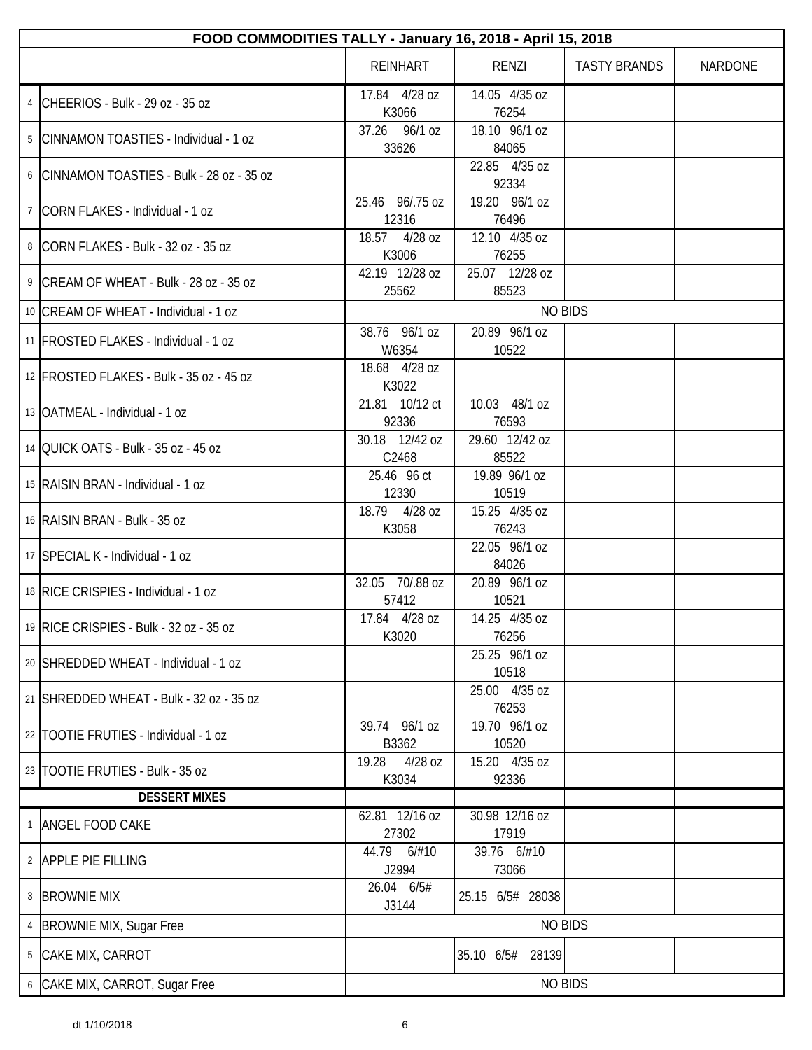| FOOD COMMODITIES TALLY - January 16, 2018 - April 15, 2018 | | | | | |
|---|---|---|---|---|---|
| | | REINHART | RENZI | TASTY BRANDS | NARDONE |
| 4 | CHEERIOS - Bulk - 29 oz - 35 oz | 17.84 4/28 oz K3066 | 14.05 4/35 oz 76254 | | |
| 5 | CINNAMON TOASTIES - Individual - 1 oz | 37.26 96/1 oz 33626 | 18.10 96/1 oz 84065 | | |
| 6 | CINNAMON TOASTIES - Bulk - 28 oz - 35 oz | | 22.85 4/35 oz 92334 | | |
| 7 | CORN FLAKES - Individual - 1 oz | 25.46 96/.75 oz 12316 | 19.20 96/1 oz 76496 | | |
| 8 | CORN FLAKES - Bulk - 32 oz - 35 oz | 18.57 4/28 oz K3006 | 12.10 4/35 oz 76255 | | |
| 9 | CREAM OF WHEAT - Bulk - 28 oz - 35 oz | 42.19 12/28 oz 25562 | 25.07 12/28 oz 85523 | | |
| 10 | CREAM OF WHEAT - Individual - 1 oz | NO BIDS | | | |
| 11 | FROSTED FLAKES - Individual - 1 oz | 38.76 96/1 oz W6354 | 20.89 96/1 oz 10522 | | |
| 12 | FROSTED FLAKES - Bulk - 35 oz - 45 oz | 18.68 4/28 oz K3022 | | | |
| 13 | OATMEAL - Individual - 1 oz | 21.81 10/12 ct 92336 | 10.03 48/1 oz 76593 | | |
| 14 | QUICK OATS - Bulk - 35 oz - 45 oz | 30.18 12/42 oz C2468 | 29.60 12/42 oz 85522 | | |
| 15 | RAISIN BRAN - Individual - 1 oz | 25.46 96 ct 12330 | 19.89 96/1 oz 10519 | | |
| 16 | RAISIN BRAN - Bulk - 35 oz | 18.79 4/28 oz K3058 | 15.25 4/35 oz 76243 | | |
| 17 | SPECIAL K - Individual - 1 oz | | 22.05 96/1 oz 84026 | | |
| 18 | RICE CRISPIES - Individual - 1 oz | 32.05 70/.88 oz 57412 | 20.89 96/1 oz 10521 | | |
| 19 | RICE CRISPIES - Bulk - 32 oz - 35 oz | 17.84 4/28 oz K3020 | 14.25 4/35 oz 76256 | | |
| 20 | SHREDDED WHEAT - Individual - 1 oz | | 25.25 96/1 oz 10518 | | |
| 21 | SHREDDED WHEAT - Bulk - 32 oz - 35 oz | | 25.00 4/35 oz 76253 | | |
| 22 | TOOTIE FRUTIES - Individual - 1 oz | 39.74 96/1 oz B3362 | 19.70 96/1 oz 10520 | | |
| 23 | TOOTIE FRUTIES - Bulk - 35 oz | 19.28 4/28 oz K3034 | 15.20 4/35 oz 92336 | | |
| | **DESSERT MIXES** | | | | |
| 1 | ANGEL FOOD CAKE | 62.81 12/16 oz 27302 | 30.98 12/16 oz 17919 | | |
| 2 | APPLE PIE FILLING | 44.79 6/#10 J2994 | 39.76 6/#10 73066 | | |
| 3 | BROWNIE MIX | 26.04 6/5# J3144 | 25.15 6/5# 28038 | | |
| 4 | BROWNIE MIX, Sugar Free | NO BIDS | | | |
| 5 | CAKE MIX, CARROT | | 35.10 6/5# 28139 | | |
| 6 | CAKE MIX, CARROT, Sugar Free | NO BIDS | | | |

dt 1/10/2018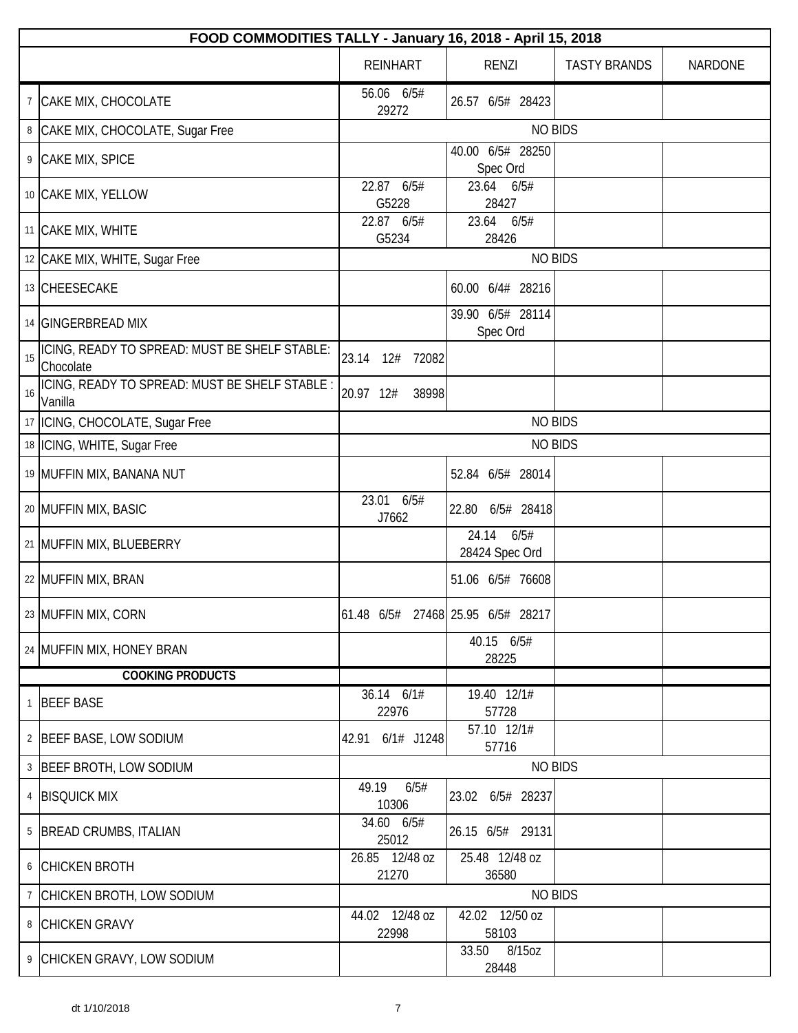| | FOOD COMMODITIES TALLY - January 16, 2018 - April 15, 2018 | | | | |
|---|---|---|---|---|---|
| | | REINHART | RENZI | TASTY BRANDS | NARDONE |
| 7 | CAKE MIX, CHOCOLATE | 56.06 6/5# 29272 | 26.57 6/5# 28423 | | |
| 8 | CAKE MIX, CHOCOLATE, Sugar Free | NO BIDS | | | |
| 9 | CAKE MIX, SPICE | | 40.00 6/5# 28250 Spec Ord | | |
| 10 | CAKE MIX, YELLOW | 22.87 6/5# G5228 | 23.64 6/5# 28427 | | |
| 11 | CAKE MIX, WHITE | 22.87 6/5# G5234 | 23.64 6/5# 28426 | | |
| 12 | CAKE MIX, WHITE, Sugar Free | NO BIDS | | | |
| 13 | CHEESECAKE | | 60.00 6/4# 28216 | | |
| 14 | GINGERBREAD MIX | | 39.90 6/5# 28114 Spec Ord | | |
| 15 | ICING, READY TO SPREAD: MUST BE SHELF STABLE: Chocolate | 23.14 12# 72082 | | | |
| 16 | ICING, READY TO SPREAD: MUST BE SHELF STABLE : Vanilla | 20.97 12# 38998 | | | |
| 17 | ICING, CHOCOLATE, Sugar Free | NO BIDS | | | |
| 18 | ICING, WHITE, Sugar Free | NO BIDS | | | |
| 19 | MUFFIN MIX, BANANA NUT | | 52.84 6/5# 28014 | | |
| 20 | MUFFIN MIX, BASIC | 23.01 6/5# J7662 | 22.80 6/5# 28418 | | |
| 21 | MUFFIN MIX, BLUEBERRY | | 24.14 6/5# 28424 Spec Ord | | |
| 22 | MUFFIN MIX, BRAN | | 51.06 6/5# 76608 | | |
| 23 | MUFFIN MIX, CORN | 61.48 6/5# 27468 | 25.95 6/5# 28217 | | |
| 24 | MUFFIN MIX, HONEY BRAN | | 40.15 6/5# 28225 | | |
| | **COOKING PRODUCTS** | | | | |
| 1 | BEEF BASE | 36.14 6/1# 22976 | 19.40 12/1# 57728 | | |
| 2 | BEEF BASE, LOW SODIUM | 42.91 6/1# J1248 | 57.10 12/1# 57716 | | |
| 3 | BEEF BROTH, LOW SODIUM | NO BIDS | | | |
| 4 | BISQUICK MIX | 49.19 6/5# 10306 | 23.02 6/5# 28237 | | |
| 5 | BREAD CRUMBS, ITALIAN | 34.60 6/5# 25012 | 26.15 6/5# 29131 | | |
| 6 | CHICKEN BROTH | 26.85 12/48 oz 21270 | 25.48 12/48 oz 36580 | | |
| 7 | CHICKEN BROTH, LOW SODIUM | NO BIDS | | | |
| 8 | CHICKEN GRAVY | 44.02 12/48 oz 22998 | 42.02 12/50 oz 58103 | | |
| 9 | CHICKEN GRAVY, LOW SODIUM | | 33.50 8/15oz 28448 | | |

dt 1/10/2018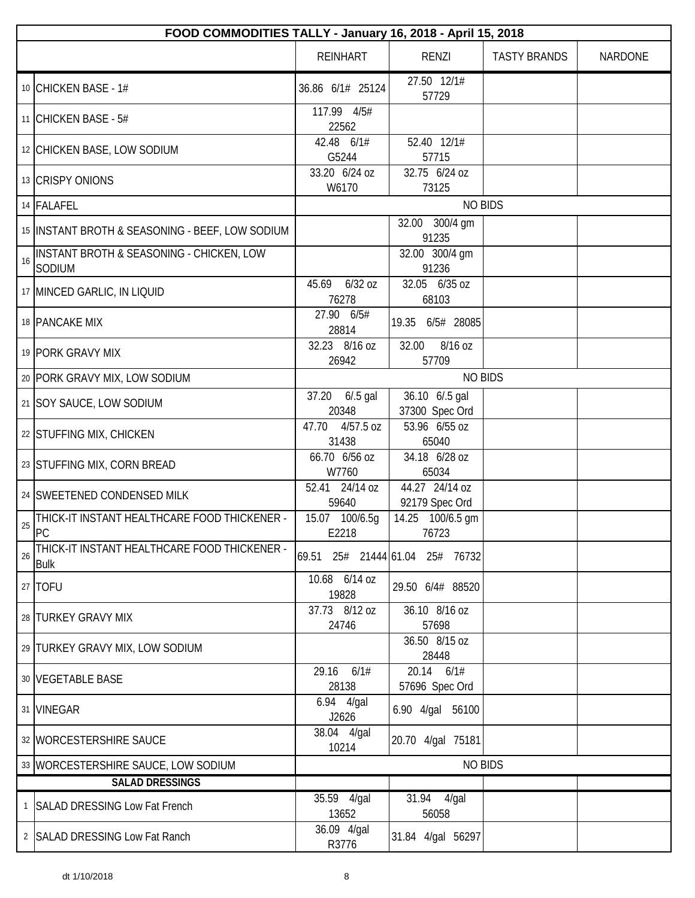| FOOD COMMODITIES TALLY - January 16, 2018 - April 15, 2018 | | | | | |
|---|---|---|---|---|---|
| | | REINHART | RENZI | TASTY BRANDS | NARDONE |
| 10 | CHICKEN BASE - 1# | 36.86 6/1# 25124 | 27.50 12/1# 57729 | | |
| 11 | CHICKEN BASE - 5# | 117.99 4/5# 22562 | | | |
| 12 | CHICKEN BASE, LOW SODIUM | 42.48 6/1# G5244 | 52.40 12/1# 57715 | | |
| 13 | CRISPY ONIONS | 33.20 6/24 oz W6170 | 32.75 6/24 oz 73125 | | |
| 14 | FALAFEL | NO BIDS | | | |
| 15 | INSTANT BROTH & SEASONING - BEEF, LOW SODIUM | | 32.00 300/4 gm 91235 | | |
| 16 | INSTANT BROTH & SEASONING - CHICKEN, LOW SODIUM | | 32.00 300/4 gm 91236 | | |
| 17 | MINCED GARLIC, IN LIQUID | 45.69 6/32 oz 76278 | 32.05 6/35 oz 68103 | | |
| 18 | PANCAKE MIX | 27.90 6/5# 28814 | 19.35 6/5# 28085 | | |
| 19 | PORK GRAVY MIX | 32.23 8/16 oz 26942 | 32.00 8/16 oz 57709 | | |
| 20 | PORK GRAVY MIX, LOW SODIUM | NO BIDS | | | |
| 21 | SOY SAUCE, LOW SODIUM | 37.20 6/.5 gal 20348 | 36.10 6/.5 gal 37300 Spec Ord | | |
| 22 | STUFFING MIX, CHICKEN | 47.70 4/57.5 oz 31438 | 53.96 6/55 oz 65040 | | |
| 23 | STUFFING MIX, CORN BREAD | 66.70 6/56 oz W7760 | 34.18 6/28 oz 65034 | | |
| 24 | SWEETENED CONDENSED MILK | 52.41 24/14 oz 59640 | 44.27 24/14 oz 92179 Spec Ord | | |
| 25 | THICK-IT INSTANT HEALTHCARE FOOD THICKENER - PC | 15.07 100/6.5g E2218 | 14.25 100/6.5 gm 76723 | | |
| 26 | THICK-IT INSTANT HEALTHCARE FOOD THICKENER - Bulk | 69.51 25# 21444 | 61.04 25# 76732 | | |
| 27 | TOFU | 10.68 6/14 oz 19828 | 29.50 6/4# 88520 | | |
| 28 | TURKEY GRAVY MIX | 37.73 8/12 oz 24746 | 36.10 8/16 oz 57698 | | |
| 29 | TURKEY GRAVY MIX, LOW SODIUM | | 36.50 8/15 oz 28448 | | |
| 30 | VEGETABLE BASE | 29.16 6/1# 28138 | 20.14 6/1# 57696 Spec Ord | | |
| 31 | VINEGAR | 6.94 4/gal J2626 | 6.90 4/gal 56100 | | |
| 32 | WORCESTERSHIRE SAUCE | 38.04 4/gal 10214 | 20.70 4/gal 75181 | | |
| 33 | WORCESTERSHIRE SAUCE, LOW SODIUM | NO BIDS | | | |
| | **SALAD DRESSINGS** | | | | |
| 1 | SALAD DRESSING Low Fat French | 35.59 4/gal 13652 | 31.94 4/gal 56058 | | |
| 2 | SALAD DRESSING Low Fat Ranch | 36.09 4/gal R3776 | 31.84 4/gal 56297 | | |

dt 1/10/2018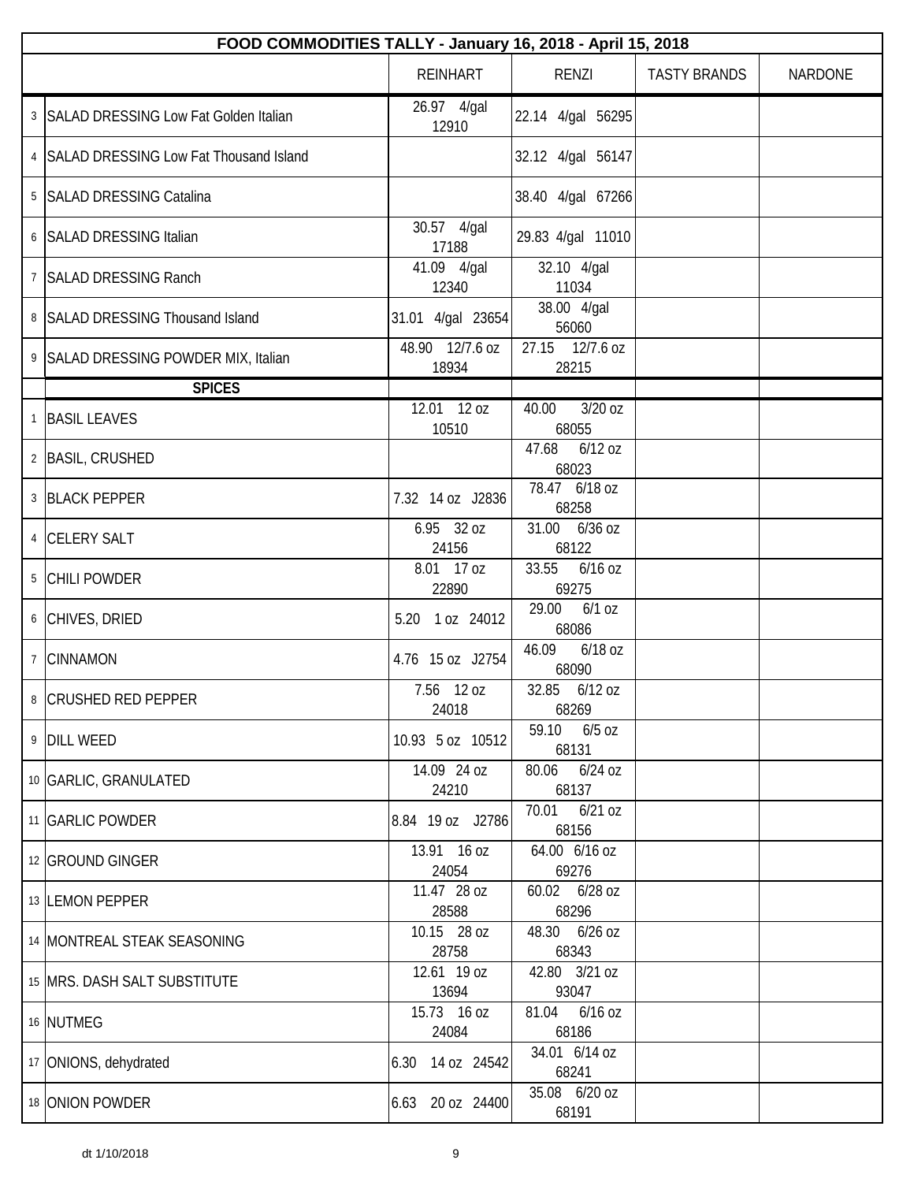# FOOD COMMODITIES TALLY - January 16, 2018 - April 15, 2018

| | | REINHART | RENZI | TASTY BRANDS | NARDONE |
|---|---|---|---|---|---|
| 3 | SALAD DRESSING Low Fat Golden Italian | 26.97 4/gal 12910 | 22.14 4/gal 56295 | | |
| 4 | SALAD DRESSING Low Fat Thousand Island | | 32.12 4/gal 56147 | | |
| 5 | SALAD DRESSING Catalina | | 38.40 4/gal 67266 | | |
| 6 | SALAD DRESSING Italian | 30.57 4/gal 17188 | 29.83 4/gal 11010 | | |
| 7 | SALAD DRESSING Ranch | 41.09 4/gal 12340 | 32.10 4/gal 11034 | | |
| 8 | SALAD DRESSING Thousand Island | 31.01 4/gal 23654 | 38.00 4/gal 56060 | | |
| 9 | SALAD DRESSING POWDER MIX, Italian | 48.90 12/7.6 oz 18934 | 27.15 12/7.6 oz 28215 | | |
| | **SPICES** | | | | |
| 1 | BASIL LEAVES | 12.01 12 oz 10510 | 40.00 3/20 oz 68055 | | |
| 2 | BASIL, CRUSHED | | 47.68 6/12 oz 68023 | | |
| 3 | BLACK PEPPER | 7.32 14 oz J2836 | 78.47 6/18 oz 68258 | | |
| 4 | CELERY SALT | 6.95 32 oz 24156 | 31.00 6/36 oz 68122 | | |
| 5 | CHILI POWDER | 8.01 17 oz 22890 | 33.55 6/16 oz 69275 | | |
| 6 | CHIVES, DRIED | 5.20 1 oz 24012 | 29.00 6/1 oz 68086 | | |
| 7 | CINNAMON | 4.76 15 oz J2754 | 46.09 6/18 oz 68090 | | |
| 8 | CRUSHED RED PEPPER | 7.56 12 oz 24018 | 32.85 6/12 oz 68269 | | |
| 9 | DILL WEED | 10.93 5 oz 10512 | 59.10 6/5 oz 68131 | | |
| 10 | GARLIC, GRANULATED | 14.09 24 oz 24210 | 80.06 6/24 oz 68137 | | |
| 11 | GARLIC POWDER | 8.84 19 oz J2786 | 70.01 6/21 oz 68156 | | |
| 12 | GROUND GINGER | 13.91 16 oz 24054 | 64.00 6/16 oz 69276 | | |
| 13 | LEMON PEPPER | 11.47 28 oz 28588 | 60.02 6/28 oz 68296 | | |
| 14 | MONTREAL STEAK SEASONING | 10.15 28 oz 28758 | 48.30 6/26 oz 68343 | | |
| 15 | MRS. DASH SALT SUBSTITUTE | 12.61 19 oz 13694 | 42.80 3/21 oz 93047 | | |
| 16 | NUTMEG | 15.73 16 oz 24084 | 81.04 6/16 oz 68186 | | |
| 17 | ONIONS, dehydrated | 6.30 14 oz 24542 | 34.01 6/14 oz 68241 | | |
| 18 | ONION POWDER | 6.63 20 oz 24400 | 35.08 6/20 oz 68191 | | |

dt 1/10/2018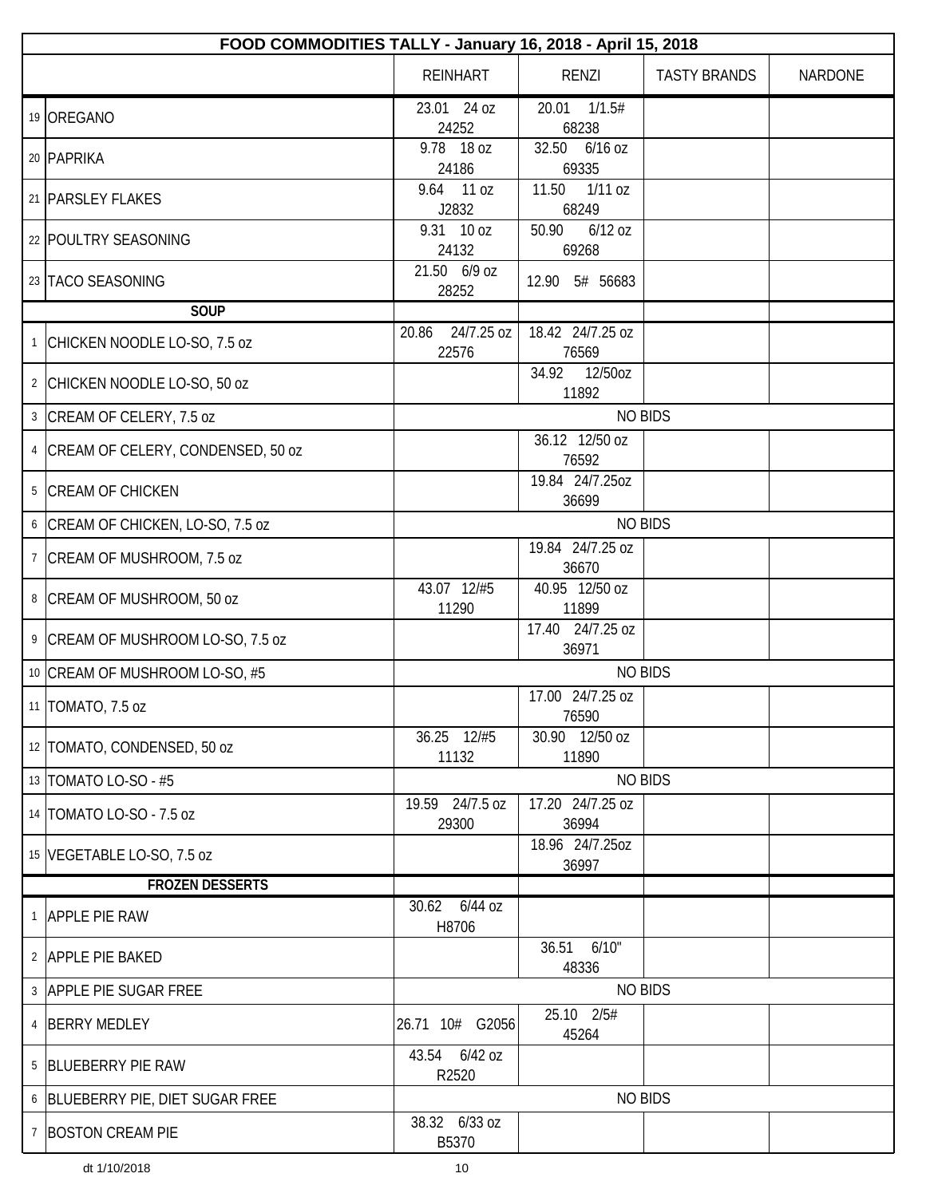| FOOD COMMODITIES TALLY - January 16, 2018 - April 15, 2018 | | | | | |
|---|---|---|---|---|---|
| | | REINHART | RENZI | TASTY BRANDS | NARDONE |
| 19 | OREGANO | 23.01 24 oz 24252 | 20.01 1/1.5# 68238 | | |
| 20 | PAPRIKA | 9.78 18 oz 24186 | 32.50 6/16 oz 69335 | | |
| 21 | PARSLEY FLAKES | 9.64 11 oz J2832 | 11.50 1/11 oz 68249 | | |
| 22 | POULTRY SEASONING | 9.31 10 oz 24132 | 50.90 6/12 oz 69268 | | |
| 23 | TACO SEASONING | 21.50 6/9 oz 28252 | 12.90 5# 56683 | | |
| | **SOUP** | | | | |
| 1 | CHICKEN NOODLE LO-SO, 7.5 oz | 20.86 24/7.25 oz 22576 | 18.42 24/7.25 oz 76569 | | |
| 2 | CHICKEN NOODLE LO-SO, 50 oz | | 34.92 12/50oz 11892 | | |
| 3 | CREAM OF CELERY, 7.5 oz | NO BIDS | | | |
| 4 | CREAM OF CELERY, CONDENSED, 50 oz | | 36.12 12/50 oz 76592 | | |
| 5 | CREAM OF CHICKEN | | 19.84 24/7.25oz 36699 | | |
| 6 | CREAM OF CHICKEN, LO-SO, 7.5 oz | NO BIDS | | | |
| 7 | CREAM OF MUSHROOM, 7.5 oz | | 19.84 24/7.25 oz 36670 | | |
| 8 | CREAM OF MUSHROOM, 50 oz | 43.07 12/#5 11290 | 40.95 12/50 oz 11899 | | |
| 9 | CREAM OF MUSHROOM LO-SO, 7.5 oz | | 17.40 24/7.25 oz 36971 | | |
| 10 | CREAM OF MUSHROOM LO-SO, #5 | NO BIDS | | | |
| 11 | TOMATO, 7.5 oz | | 17.00 24/7.25 oz 76590 | | |
| 12 | TOMATO, CONDENSED, 50 oz | 36.25 12/#5 11132 | 30.90 12/50 oz 11890 | | |
| 13 | TOMATO LO-SO - #5 | NO BIDS | | | |
| 14 | TOMATO LO-SO - 7.5 oz | 19.59 24/7.5 oz 29300 | 17.20 24/7.25 oz 36994 | | |
| 15 | VEGETABLE LO-SO, 7.5 oz | | 18.96 24/7.25oz 36997 | | |
| | **FROZEN DESSERTS** | | | | |
| 1 | APPLE PIE RAW | 30.62 6/44 oz H8706 | | | |
| 2 | APPLE PIE BAKED | | 36.51 6/10" 48336 | | |
| 3 | APPLE PIE SUGAR FREE | NO BIDS | | | |
| 4 | BERRY MEDLEY | 26.71 10# G2056 | 25.10 2/5# 45264 | | |
| 5 | BLUEBERRY PIE RAW | 43.54 6/42 oz R2520 | | | |
| 6 | BLUEBERRY PIE, DIET SUGAR FREE | NO BIDS | | | |
| 7 | BOSTON CREAM PIE | 38.32 6/33 oz B5370 | | | |

dt 1/10/2018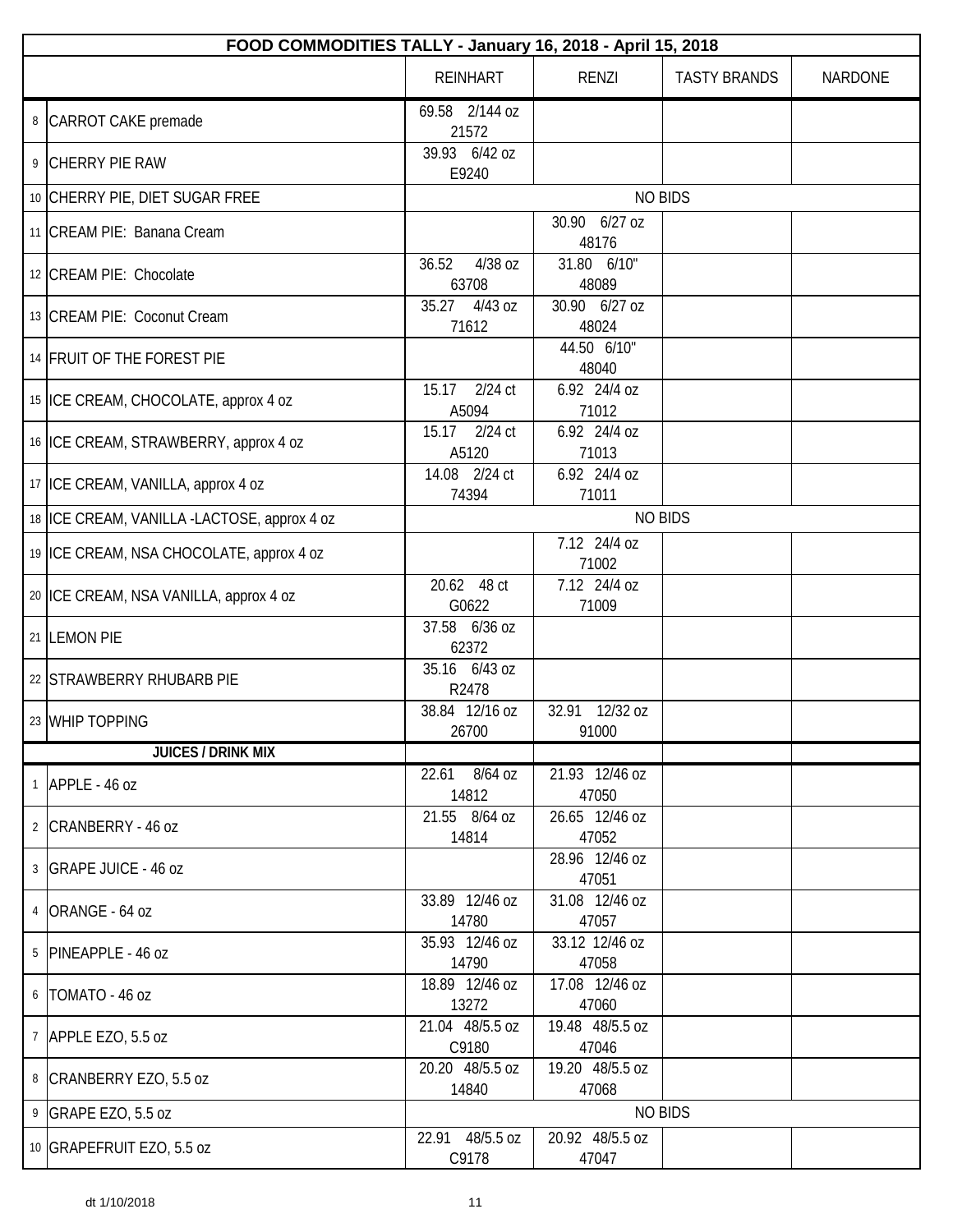| | FOOD COMMODITIES TALLY - January 16, 2018 - April 15, 2018 | | | | |
|---|---|---|---|---|---|
| | | REINHART | RENZI | TASTY BRANDS | NARDONE |
| 8 | CARROT CAKE premade | 69.58 2/144 oz 21572 | | | |
| 9 | CHERRY PIE RAW | 39.93 6/42 oz E9240 | | | |
| 10 | CHERRY PIE, DIET SUGAR FREE | NO BIDS | | | |
| 11 | CREAM PIE: Banana Cream | | 30.90 6/27 oz 48176 | | |
| 12 | CREAM PIE: Chocolate | 36.52 4/38 oz 63708 | 31.80 6/10" 48089 | | |
| 13 | CREAM PIE: Coconut Cream | 35.27 4/43 oz 71612 | 30.90 6/27 oz 48024 | | |
| 14 | FRUIT OF THE FOREST PIE | | 44.50 6/10" 48040 | | |
| 15 | ICE CREAM, CHOCOLATE, approx 4 oz | 15.17 2/24 ct A5094 | 6.92 24/4 oz 71012 | | |
| 16 | ICE CREAM, STRAWBERRY, approx 4 oz | 15.17 2/24 ct A5120 | 6.92 24/4 oz 71013 | | |
| 17 | ICE CREAM, VANILLA, approx 4 oz | 14.08 2/24 ct 74394 | 6.92 24/4 oz 71011 | | |
| 18 | ICE CREAM, VANILLA -LACTOSE, approx 4 oz | NO BIDS | | | |
| 19 | ICE CREAM, NSA CHOCOLATE, approx 4 oz | | 7.12 24/4 oz 71002 | | |
| 20 | ICE CREAM, NSA VANILLA, approx 4 oz | 20.62 48 ct G0622 | 7.12 24/4 oz 71009 | | |
| 21 | LEMON PIE | 37.58 6/36 oz 62372 | | | |
| 22 | STRAWBERRY RHUBARB PIE | 35.16 6/43 oz R2478 | | | |
| 23 | WHIP TOPPING | 38.84 12/16 oz 26700 | 32.91 12/32 oz 91000 | | |
| | **JUICES / DRINK MIX** | | | | |
| 1 | APPLE - 46 oz | 22.61 8/64 oz 14812 | 21.93 12/46 oz 47050 | | |
| 2 | CRANBERRY - 46 oz | 21.55 8/64 oz 14814 | 26.65 12/46 oz 47052 | | |
| 3 | GRAPE JUICE - 46 oz | | 28.96 12/46 oz 47051 | | |
| 4 | ORANGE - 64 oz | 33.89 12/46 oz 14780 | 31.08 12/46 oz 47057 | | |
| 5 | PINEAPPLE - 46 oz | 35.93 12/46 oz 14790 | 33.12 12/46 oz 47058 | | |
| 6 | TOMATO - 46 oz | 18.89 12/46 oz 13272 | 17.08 12/46 oz 47060 | | |
| 7 | APPLE EZO, 5.5 oz | 21.04 48/5.5 oz C9180 | 19.48 48/5.5 oz 47046 | | |
| 8 | CRANBERRY EZO, 5.5 oz | 20.20 48/5.5 oz 14840 | 19.20 48/5.5 oz 47068 | | |
| 9 | GRAPE EZO, 5.5 oz | NO BIDS | | | |
| 10 | GRAPEFRUIT EZO, 5.5 oz | 22.91 48/5.5 oz C9178 | 20.92 48/5.5 oz 47047 | | |

dt 1/10/2018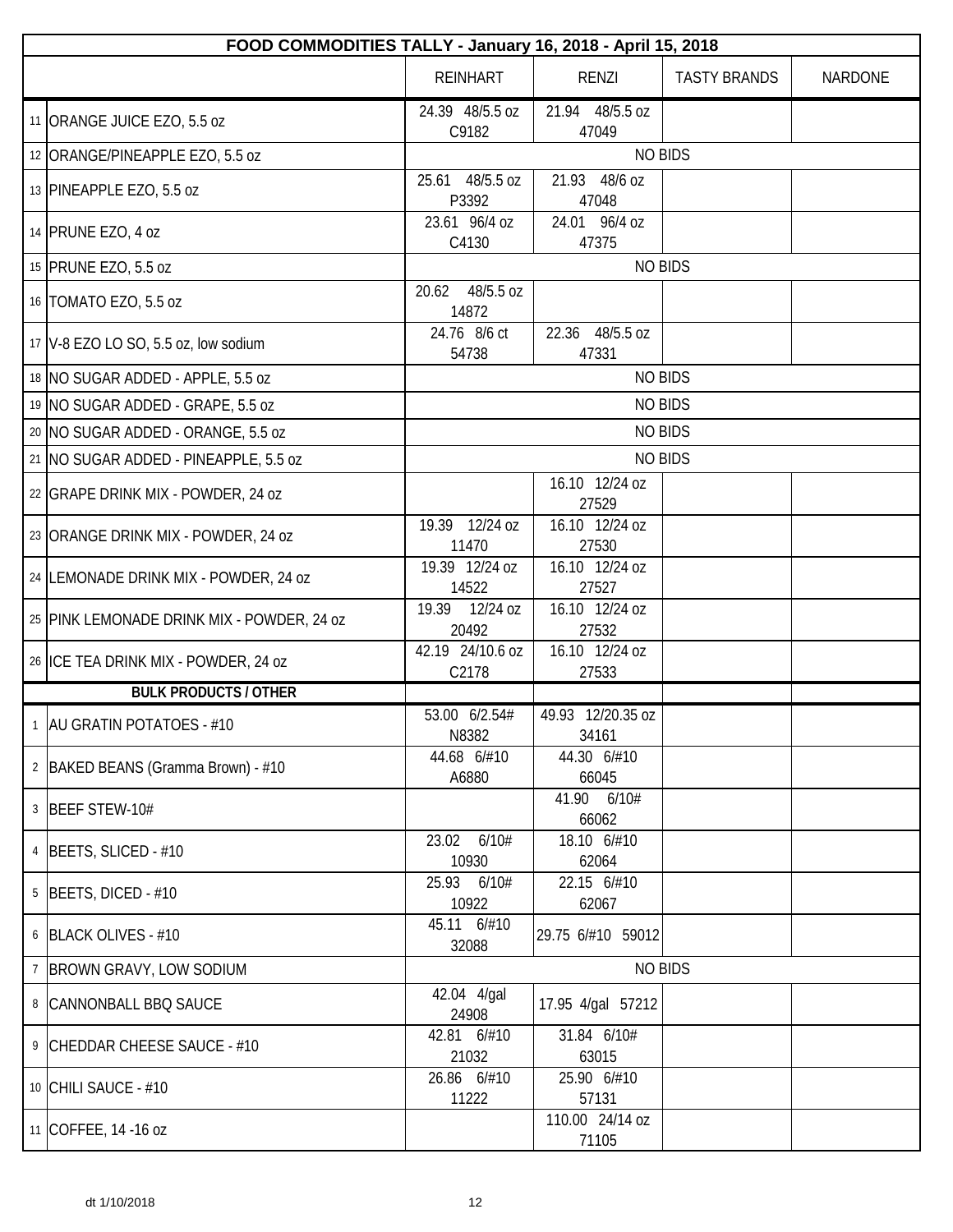| FOOD COMMODITIES TALLY - January 16, 2018 - April 15, 2018 | | | | | |
|---|---|---|---|---|---|
| | | REINHART | RENZI | TASTY BRANDS | NARDONE |
| 11 | ORANGE JUICE EZO, 5.5 oz | 24.39 48/5.5 oz C9182 | 21.94 48/5.5 oz 47049 | | |
| 12 | ORANGE/PINEAPPLE EZO, 5.5 oz | NO BIDS | | | |
| 13 | PINEAPPLE EZO, 5.5 oz | 25.61 48/5.5 oz P3392 | 21.93 48/6 oz 47048 | | |
| 14 | PRUNE EZO, 4 oz | 23.61 96/4 oz C4130 | 24.01 96/4 oz 47375 | | |
| 15 | PRUNE EZO, 5.5 oz | NO BIDS | | | |
| 16 | TOMATO EZO, 5.5 oz | 20.62 48/5.5 oz 14872 | | | |
| 17 | V-8 EZO LO SO, 5.5 oz, low sodium | 24.76 8/6 ct 54738 | 22.36 48/5.5 oz 47331 | | |
| 18 | NO SUGAR ADDED - APPLE, 5.5 oz | NO BIDS | | | |
| 19 | NO SUGAR ADDED - GRAPE, 5.5 oz | NO BIDS | | | |
| 20 | NO SUGAR ADDED - ORANGE, 5.5 oz | NO BIDS | | | |
| 21 | NO SUGAR ADDED - PINEAPPLE, 5.5 oz | NO BIDS | | | |
| 22 | GRAPE DRINK MIX - POWDER, 24 oz | | 16.10 12/24 oz 27529 | | |
| 23 | ORANGE DRINK MIX - POWDER, 24 oz | 19.39 12/24 oz 11470 | 16.10 12/24 oz 27530 | | |
| 24 | LEMONADE DRINK MIX - POWDER, 24 oz | 19.39 12/24 oz 14522 | 16.10 12/24 oz 27527 | | |
| 25 | PINK LEMONADE DRINK MIX - POWDER, 24 oz | 19.39 12/24 oz 20492 | 16.10 12/24 oz 27532 | | |
| 26 | ICE TEA DRINK MIX - POWDER, 24 oz | 42.19 24/10.6 oz C2178 | 16.10 12/24 oz 27533 | | |
| | **BULK PRODUCTS / OTHER** | | | | |
| 1 | AU GRATIN POTATOES - #10 | 53.00 6/2.54# N8382 | 49.93 12/20.35 oz 34161 | | |
| 2 | BAKED BEANS (Gramma Brown) - #10 | 44.68 6/#10 A6880 | 44.30 6/#10 66045 | | |
| 3 | BEEF STEW-10# | | 41.90 6/10# 66062 | | |
| 4 | BEETS, SLICED - #10 | 23.02 6/10# 10930 | 18.10 6/#10 62064 | | |
| 5 | BEETS, DICED - #10 | 25.93 6/10# 10922 | 22.15 6/#10 62067 | | |
| 6 | BLACK OLIVES - #10 | 45.11 6/#10 32088 | 29.75 6/#10 59012 | | |
| 7 | BROWN GRAVY, LOW SODIUM | NO BIDS | | | |
| 8 | CANNONBALL BBQ SAUCE | 42.04 4/gal 24908 | 17.95 4/gal 57212 | | |
| 9 | CHEDDAR CHEESE SAUCE - #10 | 42.81 6/#10 21032 | 31.84 6/10# 63015 | | |
| 10 | CHILI SAUCE - #10 | 26.86 6/#10 11222 | 25.90 6/#10 57131 | | |
| 11 | COFFEE, 14 -16 oz | | 110.00 24/14 oz 71105 | | |

dt 1/10/2018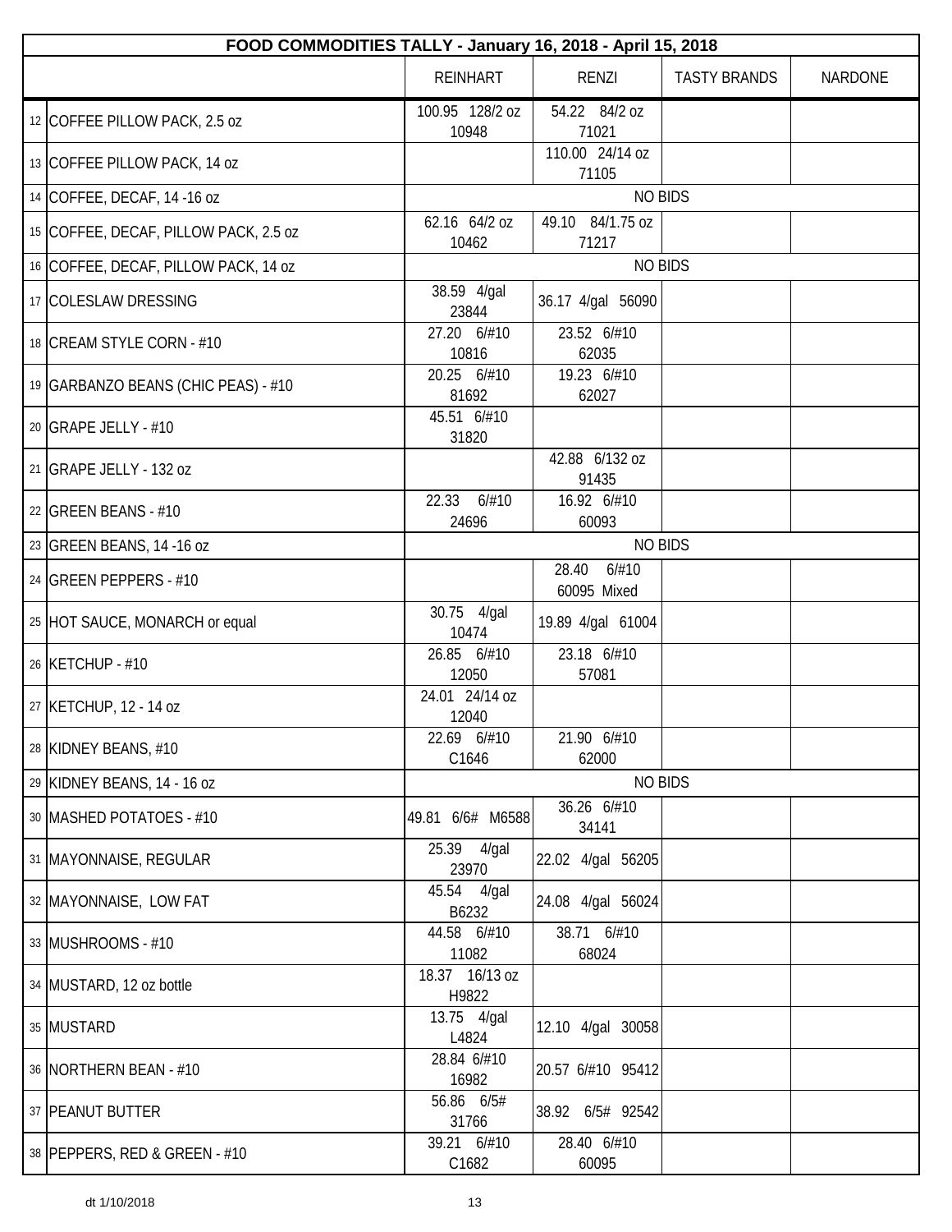| | FOOD COMMODITIES TALLY - January 16, 2018 - April 15, 2018 | | | | |
|---|---|---|---|---|---|
| | | REINHART | RENZI | TASTY BRANDS | NARDONE |
| 12 | COFFEE PILLOW PACK, 2.5 oz | 100.95 128/2 oz 10948 | 54.22 84/2 oz 71021 | | |
| 13 | COFFEE PILLOW PACK, 14 oz | | 110.00 24/14 oz 71105 | | |
| 14 | COFFEE, DECAF, 14 -16 oz | NO BIDS | | | |
| 15 | COFFEE, DECAF, PILLOW PACK, 2.5 oz | 62.16 64/2 oz 10462 | 49.10 84/1.75 oz 71217 | | |
| 16 | COFFEE, DECAF, PILLOW PACK, 14 oz | NO BIDS | | | |
| 17 | COLESLAW DRESSING | 38.59 4/gal 23844 | 36.17 4/gal 56090 | | |
| 18 | CREAM STYLE CORN - #10 | 27.20 6/#10 10816 | 23.52 6/#10 62035 | | |
| 19 | GARBANZO BEANS (CHIC PEAS) - #10 | 20.25 6/#10 81692 | 19.23 6/#10 62027 | | |
| 20 | GRAPE JELLY - #10 | 45.51 6/#10 31820 | | | |
| 21 | GRAPE JELLY - 132 oz | | 42.88 6/132 oz 91435 | | |
| 22 | GREEN BEANS - #10 | 22.33 6/#10 24696 | 16.92 6/#10 60093 | | |
| 23 | GREEN BEANS, 14 -16 oz | NO BIDS | | | |
| 24 | GREEN PEPPERS - #10 | | 28.40 6/#10 60095 Mixed | | |
| 25 | HOT SAUCE, MONARCH or equal | 30.75 4/gal 10474 | 19.89 4/gal 61004 | | |
| 26 | KETCHUP - #10 | 26.85 6/#10 12050 | 23.18 6/#10 57081 | | |
| 27 | KETCHUP, 12 - 14 oz | 24.01 24/14 oz 12040 | | | |
| 28 | KIDNEY BEANS, #10 | 22.69 6/#10 C1646 | 21.90 6/#10 62000 | | |
| 29 | KIDNEY BEANS, 14 - 16 oz | NO BIDS | | | |
| 30 | MASHED POTATOES - #10 | 49.81 6/6# M6588 | 36.26 6/#10 34141 | | |
| 31 | MAYONNAISE, REGULAR | 25.39 4/gal 23970 | 22.02 4/gal 56205 | | |
| 32 | MAYONNAISE, LOW FAT | 45.54 4/gal B6232 | 24.08 4/gal 56024 | | |
| 33 | MUSHROOMS - #10 | 44.58 6/#10 11082 | 38.71 6/#10 68024 | | |
| 34 | MUSTARD, 12 oz bottle | 18.37 16/13 oz H9822 | | | |
| 35 | MUSTARD | 13.75 4/gal L4824 | 12.10 4/gal 30058 | | |
| 36 | NORTHERN BEAN - #10 | 28.84 6/#10 16982 | 20.57 6/#10 95412 | | |
| 37 | PEANUT BUTTER | 56.86 6/5# 31766 | 38.92 6/5# 92542 | | |
| 38 | PEPPERS, RED & GREEN - #10 | 39.21 6/#10 C1682 | 28.40 6/#10 60095 | | |

dt 1/10/2018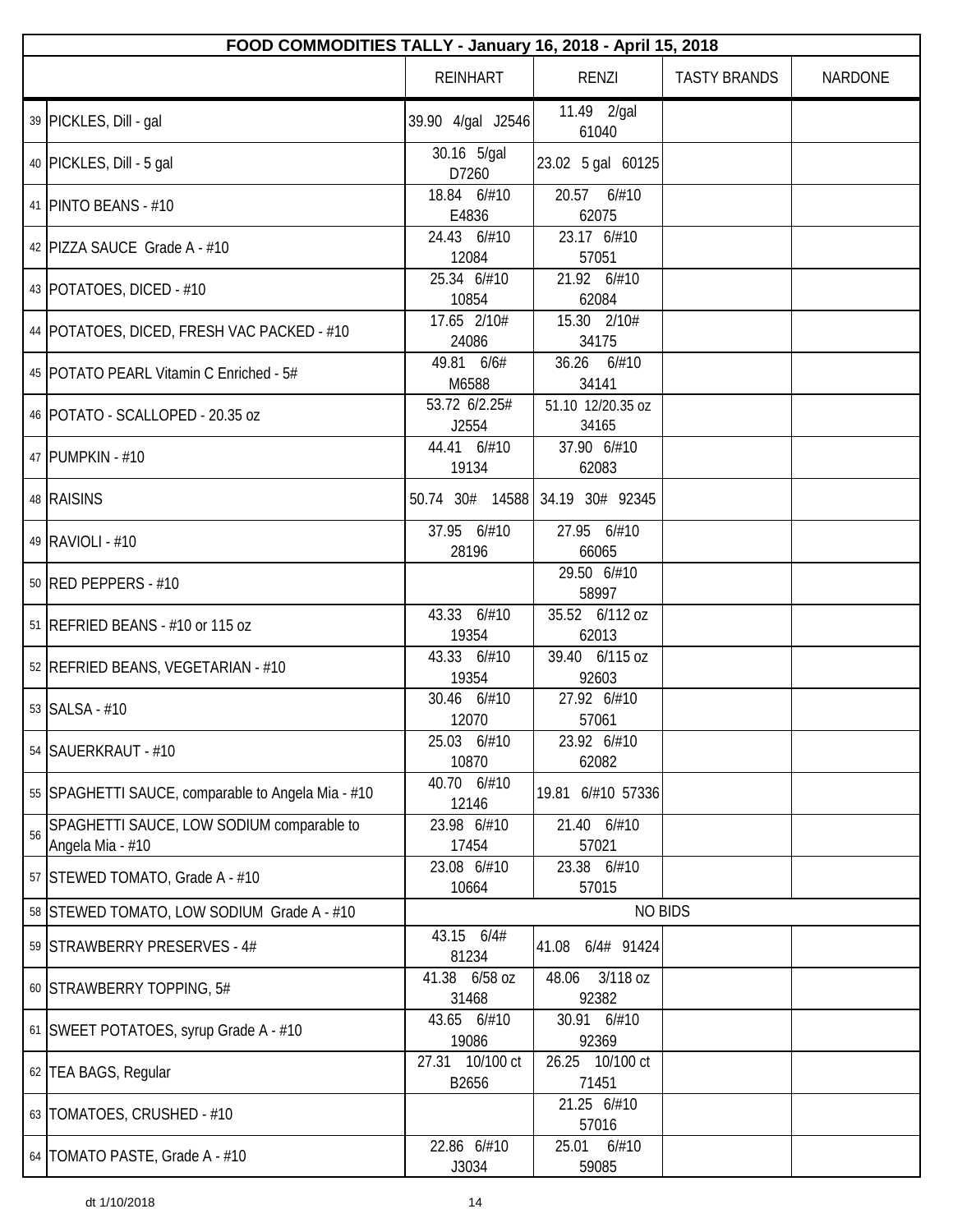| FOOD COMMODITIES TALLY - January 16, 2018 - April 15, 2018 | | | | | |
|---|---|---|---|---|---|
| | | REINHART | RENZI | TASTY BRANDS | NARDONE |
| 39 | PICKLES, Dill - gal | 39.90 4/gal J2546 | 11.49 2/gal 61040 | | |
| 40 | PICKLES, Dill - 5 gal | 30.16 5/gal D7260 | 23.02 5 gal 60125 | | |
| 41 | PINTO BEANS - #10 | 18.84 6/#10 E4836 | 20.57 6/#10 62075 | | |
| 42 | PIZZA SAUCE Grade A - #10 | 24.43 6/#10 12084 | 23.17 6/#10 57051 | | |
| 43 | POTATOES, DICED - #10 | 25.34 6/#10 10854 | 21.92 6/#10 62084 | | |
| 44 | POTATOES, DICED, FRESH VAC PACKED - #10 | 17.65 2/10# 24086 | 15.30 2/10# 34175 | | |
| 45 | POTATO PEARL Vitamin C Enriched - 5# | 49.81 6/6# M6588 | 36.26 6/#10 34141 | | |
| 46 | POTATO - SCALLOPED - 20.35 oz | 53.72 6/2.25# J2554 | 51.10 12/20.35 oz 34165 | | |
| 47 | PUMPKIN - #10 | 44.41 6/#10 19134 | 37.90 6/#10 62083 | | |
| 48 | RAISINS | 50.74 30# 14588 | 34.19 30# 92345 | | |
| 49 | RAVIOLI - #10 | 37.95 6/#10 28196 | 27.95 6/#10 66065 | | |
| 50 | RED PEPPERS - #10 | | 29.50 6/#10 58997 | | |
| 51 | REFRIED BEANS - #10 or 115 oz | 43.33 6/#10 19354 | 35.52 6/112 oz 62013 | | |
| 52 | REFRIED BEANS, VEGETARIAN - #10 | 43.33 6/#10 19354 | 39.40 6/115 oz 92603 | | |
| 53 | SALSA - #10 | 30.46 6/#10 12070 | 27.92 6/#10 57061 | | |
| 54 | SAUERKRAUT - #10 | 25.03 6/#10 10870 | 23.92 6/#10 62082 | | |
| 55 | SPAGHETTI SAUCE, comparable to Angela Mia - #10 | 40.70 6/#10 12146 | 19.81 6/#10 57336 | | |
| 56 | SPAGHETTI SAUCE, LOW SODIUM comparable to Angela Mia - #10 | 23.98 6/#10 17454 | 21.40 6/#10 57021 | | |
| 57 | STEWED TOMATO, Grade A - #10 | 23.08 6/#10 10664 | 23.38 6/#10 57015 | | |
| 58 | STEWED TOMATO, LOW SODIUM Grade A - #10 | NO BIDS | | | |
| 59 | STRAWBERRY PRESERVES - 4# | 43.15 6/4# 81234 | 41.08 6/4# 91424 | | |
| 60 | STRAWBERRY TOPPING, 5# | 41.38 6/58 oz 31468 | 48.06 3/118 oz 92382 | | |
| 61 | SWEET POTATOES, syrup Grade A - #10 | 43.65 6/#10 19086 | 30.91 6/#10 92369 | | |
| 62 | TEA BAGS, Regular | 27.31 10/100 ct B2656 | 26.25 10/100 ct 71451 | | |
| 63 | TOMATOES, CRUSHED - #10 | | 21.25 6/#10 57016 | | |
| 64 | TOMATO PASTE, Grade A - #10 | 22.86 6/#10 J3034 | 25.01 6/#10 59085 | | |

dt 1/10/2018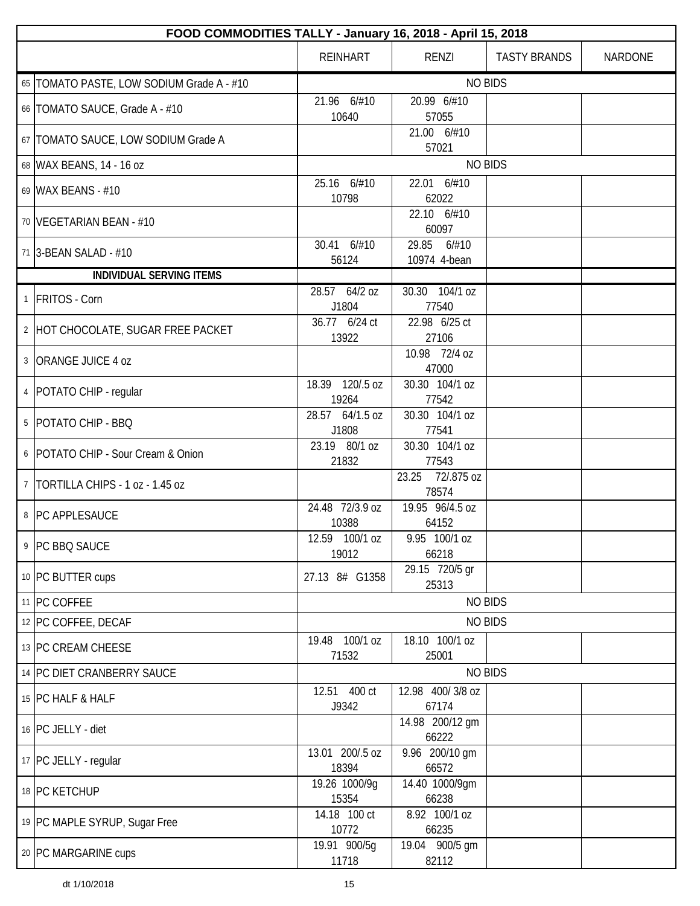| | FOOD COMMODITIES TALLY - January 16, 2018 - April 15, 2018 | | | | |
|---|---|---|---|---|---|
| | | REINHART | RENZI | TASTY BRANDS | NARDONE |
| 65 | TOMATO PASTE, LOW SODIUM Grade A - #10 | NO BIDS | | | |
| 66 | TOMATO SAUCE, Grade A - #10 | 21.96 6/#10 10640 | 20.99 6/#10 57055 | | |
| 67 | TOMATO SAUCE, LOW SODIUM Grade A | | 21.00 6/#10 57021 | | |
| 68 | WAX BEANS, 14 - 16 oz | NO BIDS | | | |
| 69 | WAX BEANS - #10 | 25.16 6/#10 10798 | 22.01 6/#10 62022 | | |
| 70 | VEGETARIAN BEAN - #10 | | 22.10 6/#10 60097 | | |
| 71 | 3-BEAN SALAD - #10 | 30.41 6/#10 56124 | 29.85 6/#10 10974 4-bean | | |
| | **INDIVIDUAL SERVING ITEMS** | | | | |
| 1 | FRITOS - Corn | 28.57 64/2 oz J1804 | 30.30 104/1 oz 77540 | | |
| 2 | HOT CHOCOLATE, SUGAR FREE PACKET | 36.77 6/24 ct 13922 | 22.98 6/25 ct 27106 | | |
| 3 | ORANGE JUICE 4 oz | | 10.98 72/4 oz 47000 | | |
| 4 | POTATO CHIP - regular | 18.39 120/.5 oz 19264 | 30.30 104/1 oz 77542 | | |
| 5 | POTATO CHIP - BBQ | 28.57 64/1.5 oz J1808 | 30.30 104/1 oz 77541 | | |
| 6 | POTATO CHIP - Sour Cream & Onion | 23.19 80/1 oz 21832 | 30.30 104/1 oz 77543 | | |
| 7 | TORTILLA CHIPS - 1 oz - 1.45 oz | | 23.25 72/.875 oz 78574 | | |
| 8 | PC APPLESAUCE | 24.48 72/3.9 oz 10388 | 19.95 96/4.5 oz 64152 | | |
| 9 | PC BBQ SAUCE | 12.59 100/1 oz 19012 | 9.95 100/1 oz 66218 | | |
| 10 | PC BUTTER cups | 27.13 8# G1358 | 29.15 720/5 gr 25313 | | |
| 11 | PC COFFEE | NO BIDS | | | |
| 12 | PC COFFEE, DECAF | NO BIDS | | | |
| 13 | PC CREAM CHEESE | 19.48 100/1 oz 71532 | 18.10 100/1 oz 25001 | | |
| 14 | PC DIET CRANBERRY SAUCE | NO BIDS | | | |
| 15 | PC HALF & HALF | 12.51 400 ct J9342 | 12.98 400/ 3/8 oz 67174 | | |
| 16 | PC JELLY - diet | | 14.98 200/12 gm 66222 | | |
| 17 | PC JELLY - regular | 13.01 200/.5 oz 18394 | 9.96 200/10 gm 66572 | | |
| 18 | PC KETCHUP | 19.26 1000/9g 15354 | 14.40 1000/9gm 66238 | | |
| 19 | PC MAPLE SYRUP, Sugar Free | 14.18 100 ct 10772 | 8.92 100/1 oz 66235 | | |
| 20 | PC MARGARINE cups | 19.91 900/5g 11718 | 19.04 900/5 gm 82112 | | |

dt 1/10/2018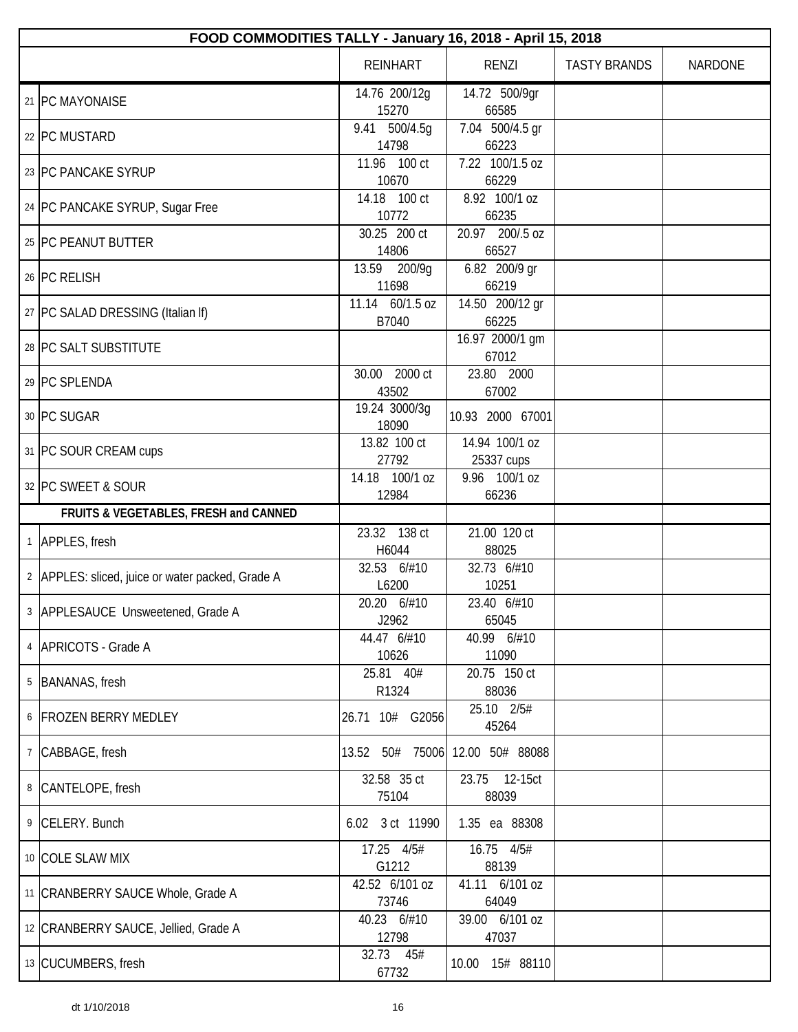| | FOOD COMMODITIES TALLY - January 16, 2018 - April 15, 2018 | | | | |
|---|---|---|---|---|---|
| | | REINHART | RENZI | TASTY BRANDS | NARDONE |
| 21 | PC MAYONAISE | 14.76 200/12g 15270 | 14.72 500/9gr 66585 | | |
| 22 | PC MUSTARD | 9.41 500/4.5g 14798 | 7.04 500/4.5 gr 66223 | | |
| 23 | PC PANCAKE SYRUP | 11.96 100 ct 10670 | 7.22 100/1.5 oz 66229 | | |
| 24 | PC PANCAKE SYRUP, Sugar Free | 14.18 100 ct 10772 | 8.92 100/1 oz 66235 | | |
| 25 | PC PEANUT BUTTER | 30.25 200 ct 14806 | 20.97 200/.5 oz 66527 | | |
| 26 | PC RELISH | 13.59 200/9g 11698 | 6.82 200/9 gr 66219 | | |
| 27 | PC SALAD DRESSING (Italian lf) | 11.14 60/1.5 oz B7040 | 14.50 200/12 gr 66225 | | |
| 28 | PC SALT SUBSTITUTE | | 16.97 2000/1 gm 67012 | | |
| 29 | PC SPLENDA | 30.00 2000 ct 43502 | 23.80 2000 67002 | | |
| 30 | PC SUGAR | 19.24 3000/3g 18090 | 10.93 2000 67001 | | |
| 31 | PC SOUR CREAM cups | 13.82 100 ct 27792 | 14.94 100/1 oz 25337 cups | | |
| 32 | PC SWEET & SOUR | 14.18 100/1 oz 12984 | 9.96 100/1 oz 66236 | | |
| | **FRUITS & VEGETABLES, FRESH and CANNED** | | | | |
| 1 | APPLES, fresh | 23.32 138 ct H6044 | 21.00 120 ct 88025 | | |
| 2 | APPLES: sliced, juice or water packed, Grade A | 32.53 6/#10 L6200 | 32.73 6/#10 10251 | | |
| 3 | APPLESAUCE Unsweetened, Grade A | 20.20 6/#10 J2962 | 23.40 6/#10 65045 | | |
| 4 | APRICOTS - Grade A | 44.47 6/#10 10626 | 40.99 6/#10 11090 | | |
| 5 | BANANAS, fresh | 25.81 40# R1324 | 20.75 150 ct 88036 | | |
| 6 | FROZEN BERRY MEDLEY | 26.71 10# G2056 | 25.10 2/5# 45264 | | |
| 7 | CABBAGE, fresh | 13.52 50# 75006 | 12.00 50# 88088 | | |
| 8 | CANTELOPE, fresh | 32.58 35 ct 75104 | 23.75 12-15ct 88039 | | |
| 9 | CELERY. Bunch | 6.02 3 ct 11990 | 1.35 ea 88308 | | |
| 10 | COLE SLAW MIX | 17.25 4/5# G1212 | 16.75 4/5# 88139 | | |
| 11 | CRANBERRY SAUCE Whole, Grade A | 42.52 6/101 oz 73746 | 41.11 6/101 oz 64049 | | |
| 12 | CRANBERRY SAUCE, Jellied, Grade A | 40.23 6/#10 12798 | 39.00 6/101 oz 47037 | | |
| 13 | CUCUMBERS, fresh | 32.73 45# 67732 | 10.00 15# 88110 | | |

dt 1/10/2018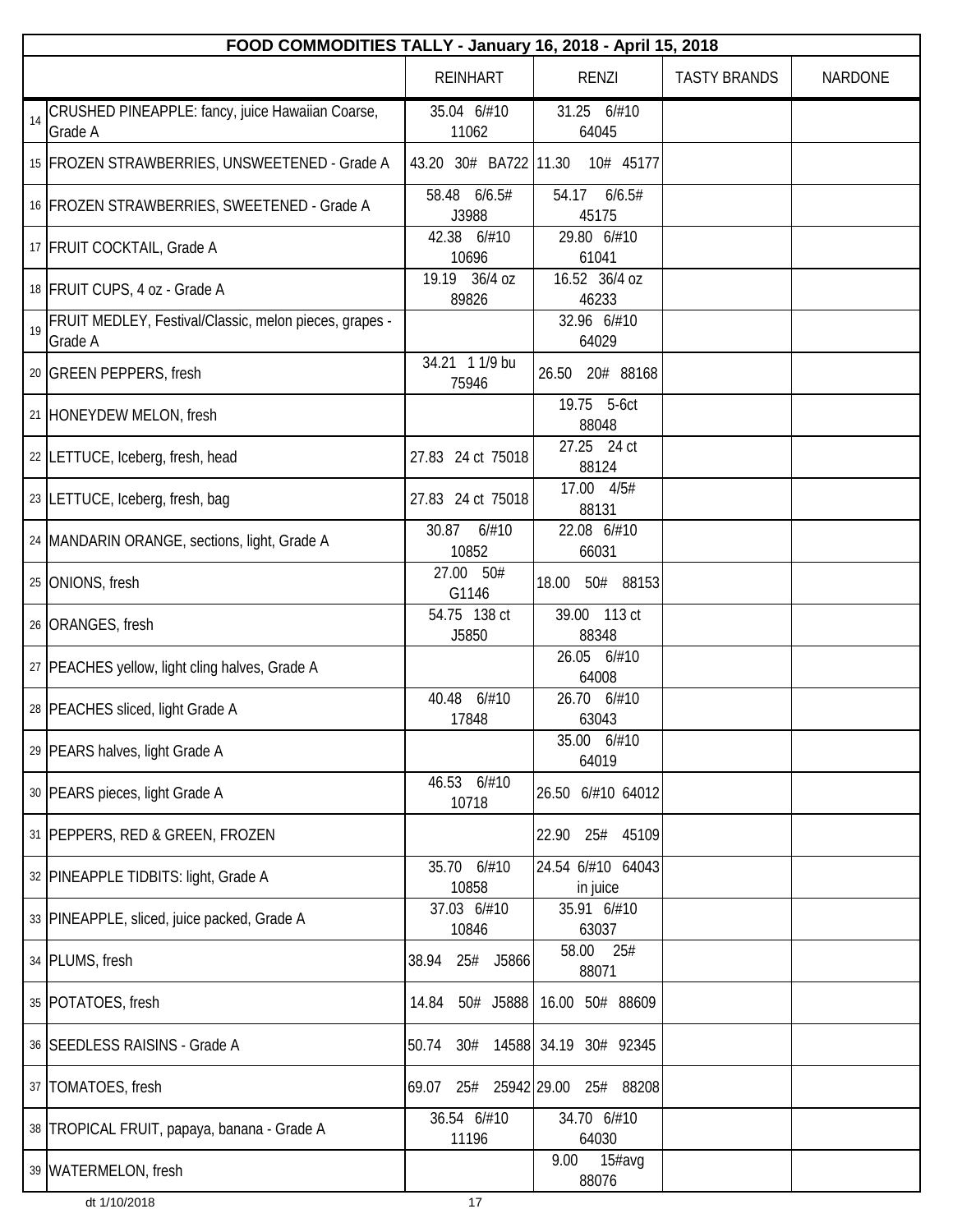| | FOOD COMMODITIES TALLY - January 16, 2018 - April 15, 2018 | | | | |
|---|---|---|---|---|---|
| | | REINHART | RENZI | TASTY BRANDS | NARDONE |
| 14 | CRUSHED PINEAPPLE: fancy, juice Hawaiian Coarse, Grade A | 35.04 6/#10 11062 | 31.25 6/#10 64045 | | |
| 15 | FROZEN STRAWBERRIES, UNSWEETENED - Grade A | 43.20 30# BA722 | 11.30 10# 45177 | | |
| 16 | FROZEN STRAWBERRIES, SWEETENED - Grade A | 58.48 6/6.5# J3988 | 54.17 6/6.5# 45175 | | |
| 17 | FRUIT COCKTAIL, Grade A | 42.38 6/#10 10696 | 29.80 6/#10 61041 | | |
| 18 | FRUIT CUPS, 4 oz - Grade A | 19.19 36/4 oz 89826 | 16.52 36/4 oz 46233 | | |
| 19 | FRUIT MEDLEY, Festival/Classic, melon pieces, grapes - Grade A | | 32.96 6/#10 64029 | | |
| 20 | GREEN PEPPERS, fresh | 34.21 1 1/9 bu 75946 | 26.50 20# 88168 | | |
| 21 | HONEYDEW MELON, fresh | | 19.75 5-6ct 88048 | | |
| 22 | LETTUCE, Iceberg, fresh, head | 27.83 24 ct 75018 | 27.25 24 ct 88124 | | |
| 23 | LETTUCE, Iceberg, fresh, bag | 27.83 24 ct 75018 | 17.00 4/5# 88131 | | |
| 24 | MANDARIN ORANGE, sections, light, Grade A | 30.87 6/#10 10852 | 22.08 6/#10 66031 | | |
| 25 | ONIONS, fresh | 27.00 50# G1146 | 18.00 50# 88153 | | |
| 26 | ORANGES, fresh | 54.75 138 ct J5850 | 39.00 113 ct 88348 | | |
| 27 | PEACHES yellow, light cling halves, Grade A | | 26.05 6/#10 64008 | | |
| 28 | PEACHES sliced, light Grade A | 40.48 6/#10 17848 | 26.70 6/#10 63043 | | |
| 29 | PEARS halves, light Grade A | | 35.00 6/#10 64019 | | |
| 30 | PEARS pieces, light Grade A | 46.53 6/#10 10718 | 26.50 6/#10 64012 | | |
| 31 | PEPPERS, RED & GREEN, FROZEN | | 22.90 25# 45109 | | |
| 32 | PINEAPPLE TIDBITS: light, Grade A | 35.70 6/#10 10858 | 24.54 6/#10 64043 in juice | | |
| 33 | PINEAPPLE, sliced, juice packed, Grade A | 37.03 6/#10 10846 | 35.91 6/#10 63037 | | |
| 34 | PLUMS, fresh | 38.94 25# J5866 | 58.00 25# 88071 | | |
| 35 | POTATOES, fresh | 14.84 50# J5888 | 16.00 50# 88609 | | |
| 36 | SEEDLESS RAISINS - Grade A | 50.74 30# 14588 | 34.19 30# 92345 | | |
| 37 | TOMATOES, fresh | 69.07 25# 25942 | 29.00 25# 88208 | | |
| 38 | TROPICAL FRUIT, papaya, banana - Grade A | 36.54 6/#10 11196 | 34.70 6/#10 64030 | | |
| 39 | WATERMELON, fresh | | 9.00 15#avg 88076 | | |

dt 1/10/2018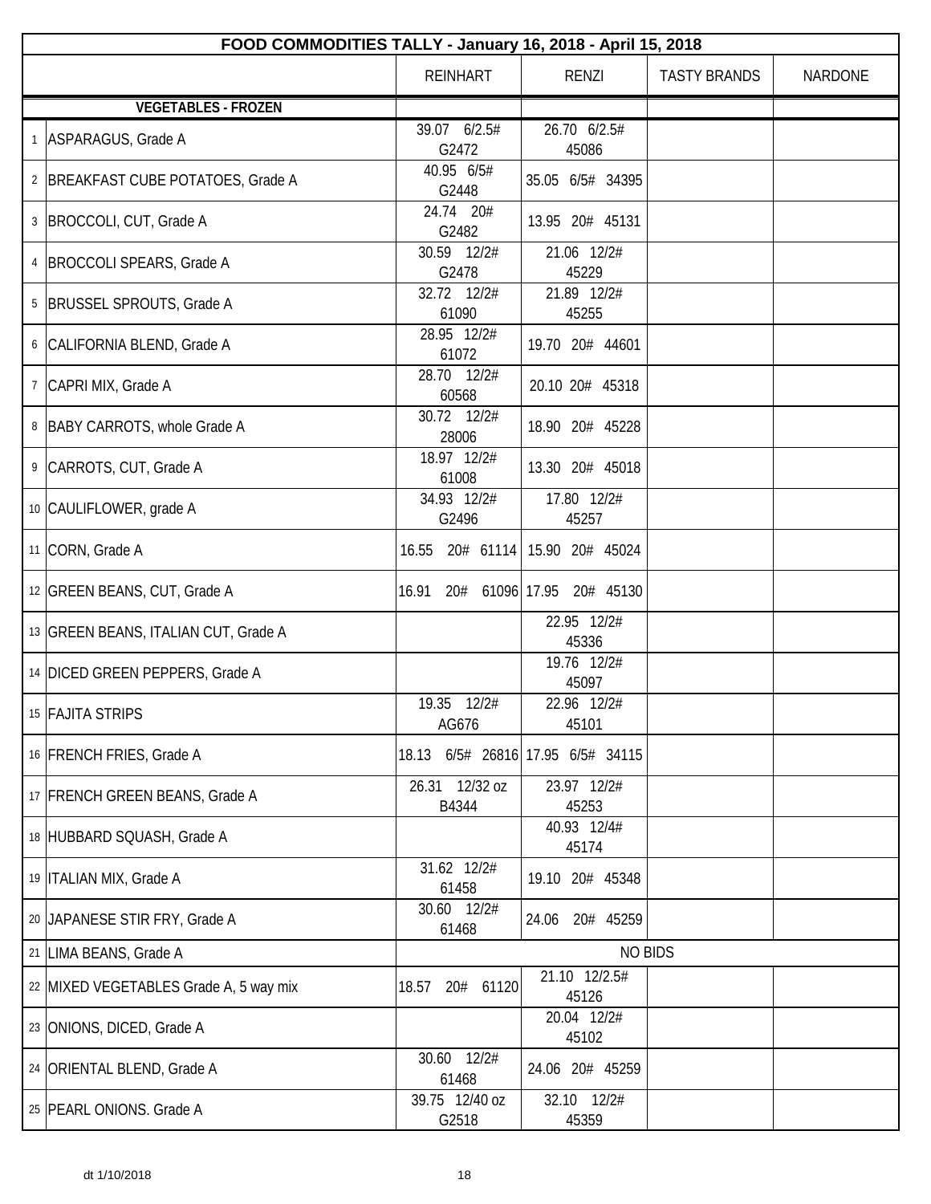| | FOOD COMMODITIES TALLY - January 16, 2018 - April 15, 2018 | | | | |
|---|---|---|---|---|---|
| | | REINHART | RENZI | TASTY BRANDS | NARDONE |
| | **VEGETABLES - FROZEN** | | | | |
| 1 | ASPARAGUS, Grade A | 39.07 6/2.5# G2472 | 26.70 6/2.5# 45086 | | |
| 2 | BREAKFAST CUBE POTATOES, Grade A | 40.95 6/5# G2448 | 35.05 6/5# 34395 | | |
| 3 | BROCCOLI, CUT, Grade A | 24.74 20# G2482 | 13.95 20# 45131 | | |
| 4 | BROCCOLI SPEARS, Grade A | 30.59 12/2# G2478 | 21.06 12/2# 45229 | | |
| 5 | BRUSSEL SPROUTS, Grade A | 32.72 12/2# 61090 | 21.89 12/2# 45255 | | |
| 6 | CALIFORNIA BLEND, Grade A | 28.95 12/2# 61072 | 19.70 20# 44601 | | |
| 7 | CAPRI MIX, Grade A | 28.70 12/2# 60568 | 20.10 20# 45318 | | |
| 8 | BABY CARROTS, whole Grade A | 30.72 12/2# 28006 | 18.90 20# 45228 | | |
| 9 | CARROTS, CUT, Grade A | 18.97 12/2# 61008 | 13.30 20# 45018 | | |
| 10 | CAULIFLOWER, grade A | 34.93 12/2# G2496 | 17.80 12/2# 45257 | | |
| 11 | CORN, Grade A | 16.55 20# 61114 | 15.90 20# 45024 | | |
| 12 | GREEN BEANS, CUT, Grade A | 16.91 20# 61096 | 17.95 20# 45130 | | |
| 13 | GREEN BEANS, ITALIAN CUT, Grade A | | 22.95 12/2# 45336 | | |
| 14 | DICED GREEN PEPPERS, Grade A | | 19.76 12/2# 45097 | | |
| 15 | FAJITA STRIPS | 19.35 12/2# AG676 | 22.96 12/2# 45101 | | |
| 16 | FRENCH FRIES, Grade A | 18.13 6/5# 26816 | 17.95 6/5# 34115 | | |
| 17 | FRENCH GREEN BEANS, Grade A | 26.31 12/32 oz B4344 | 23.97 12/2# 45253 | | |
| 18 | HUBBARD SQUASH, Grade A | | 40.93 12/4# 45174 | | |
| 19 | ITALIAN MIX, Grade A | 31.62 12/2# 61458 | 19.10 20# 45348 | | |
| 20 | JAPANESE STIR FRY, Grade A | 30.60 12/2# 61468 | 24.06 20# 45259 | | |
| 21 | LIMA BEANS, Grade A | NO BIDS | | | |
| 22 | MIXED VEGETABLES Grade A, 5 way mix | 18.57 20# 61120 | 21.10 12/2.5# 45126 | | |
| 23 | ONIONS, DICED, Grade A | | 20.04 12/2# 45102 | | |
| 24 | ORIENTAL BLEND, Grade A | 30.60 12/2# 61468 | 24.06 20# 45259 | | |
| 25 | PEARL ONIONS. Grade A | 39.75 12/40 oz G2518 | 32.10 12/2# 45359 | | |

dt 1/10/2018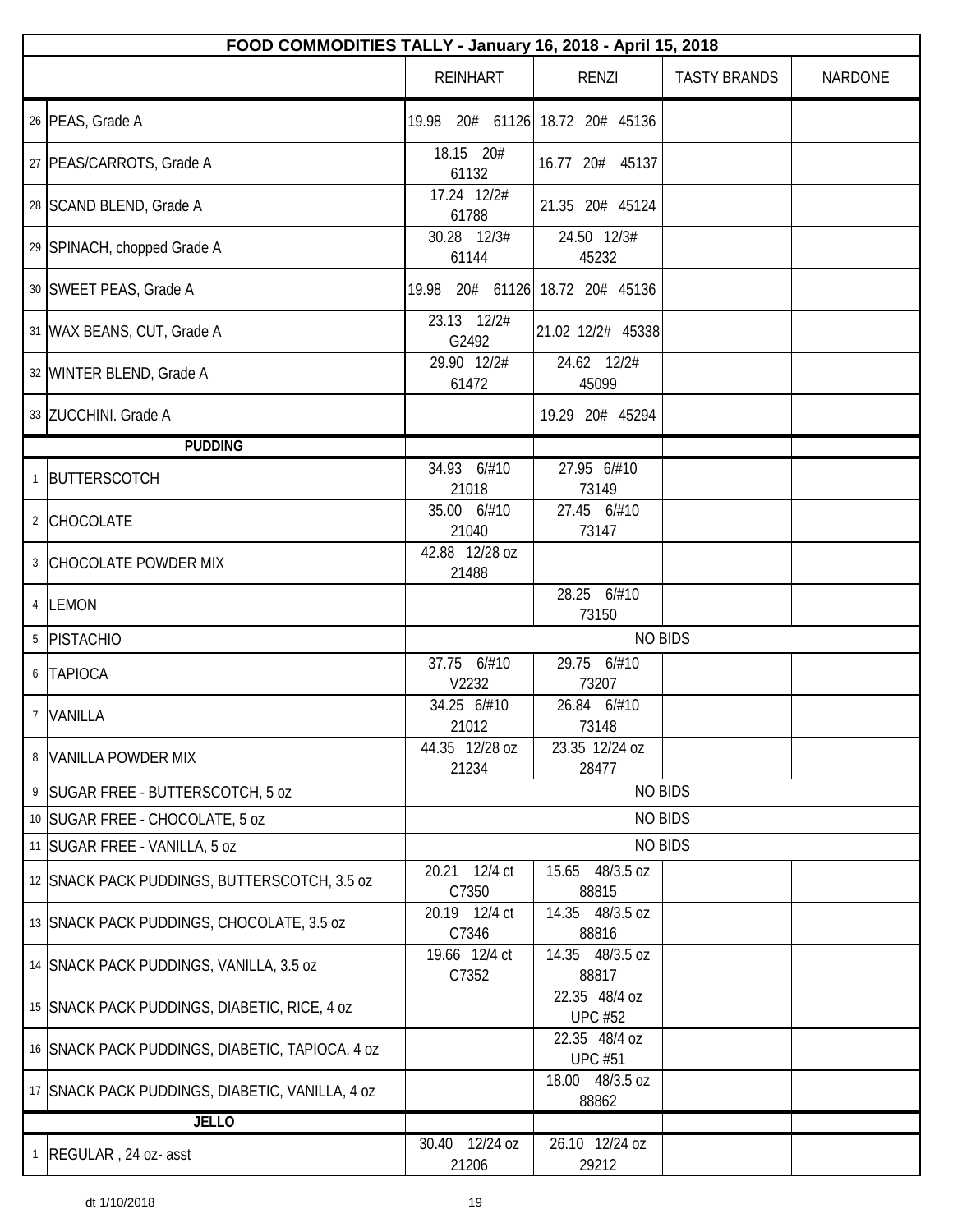| FOOD COMMODITIES TALLY - January 16, 2018 - April 15, 2018 | | | | | |
|---|---|---|---|---|---|
| | | REINHART | RENZI | TASTY BRANDS | NARDONE |
| 26 | PEAS, Grade A | 19.98 20# 61126 | 18.72 20# 45136 | | |
| 27 | PEAS/CARROTS, Grade A | 18.15 20# 61132 | 16.77 20# 45137 | | |
| 28 | SCAND BLEND, Grade A | 17.24 12/2# 61788 | 21.35 20# 45124 | | |
| 29 | SPINACH, chopped Grade A | 30.28 12/3# 61144 | 24.50 12/3# 45232 | | |
| 30 | SWEET PEAS, Grade A | 19.98 20# 61126 | 18.72 20# 45136 | | |
| 31 | WAX BEANS, CUT, Grade A | 23.13 12/2# G2492 | 21.02 12/2# 45338 | | |
| 32 | WINTER BLEND, Grade A | 29.90 12/2# 61472 | 24.62 12/2# 45099 | | |
| 33 | ZUCCHINI. Grade A | | 19.29 20# 45294 | | |
| | **PUDDING** | | | | |
| 1 | BUTTERSCOTCH | 34.93 6/#10 21018 | 27.95 6/#10 73149 | | |
| 2 | CHOCOLATE | 35.00 6/#10 21040 | 27.45 6/#10 73147 | | |
| 3 | CHOCOLATE POWDER MIX | 42.88 12/28 oz 21488 | | | |
| 4 | LEMON | | 28.25 6/#10 73150 | | |
| 5 | PISTACHIO | NO BIDS | | | |
| 6 | TAPIOCA | 37.75 6/#10 V2232 | 29.75 6/#10 73207 | | |
| 7 | VANILLA | 34.25 6/#10 21012 | 26.84 6/#10 73148 | | |
| 8 | VANILLA POWDER MIX | 44.35 12/28 oz 21234 | 23.35 12/24 oz 28477 | | |
| 9 | SUGAR FREE - BUTTERSCOTCH, 5 oz | NO BIDS | | | |
| 10 | SUGAR FREE - CHOCOLATE, 5 oz | NO BIDS | | | |
| 11 | SUGAR FREE - VANILLA, 5 oz | NO BIDS | | | |
| 12 | SNACK PACK PUDDINGS, BUTTERSCOTCH, 3.5 oz | 20.21 12/4 ct C7350 | 15.65 48/3.5 oz 88815 | | |
| 13 | SNACK PACK PUDDINGS, CHOCOLATE, 3.5 oz | 20.19 12/4 ct C7346 | 14.35 48/3.5 oz 88816 | | |
| 14 | SNACK PACK PUDDINGS, VANILLA, 3.5 oz | 19.66 12/4 ct C7352 | 14.35 48/3.5 oz 88817 | | |
| 15 | SNACK PACK PUDDINGS, DIABETIC, RICE, 4 oz | | 22.35 48/4 oz UPC #52 | | |
| 16 | SNACK PACK PUDDINGS, DIABETIC, TAPIOCA, 4 oz | | 22.35 48/4 oz UPC #51 | | |
| 17 | SNACK PACK PUDDINGS, DIABETIC, VANILLA, 4 oz | | 18.00 48/3.5 oz 88862 | | |
| | **JELLO** | | | | |
| 1 | REGULAR , 24 oz- asst | 30.40 12/24 oz 21206 | 26.10 12/24 oz 29212 | | |

dt 1/10/2018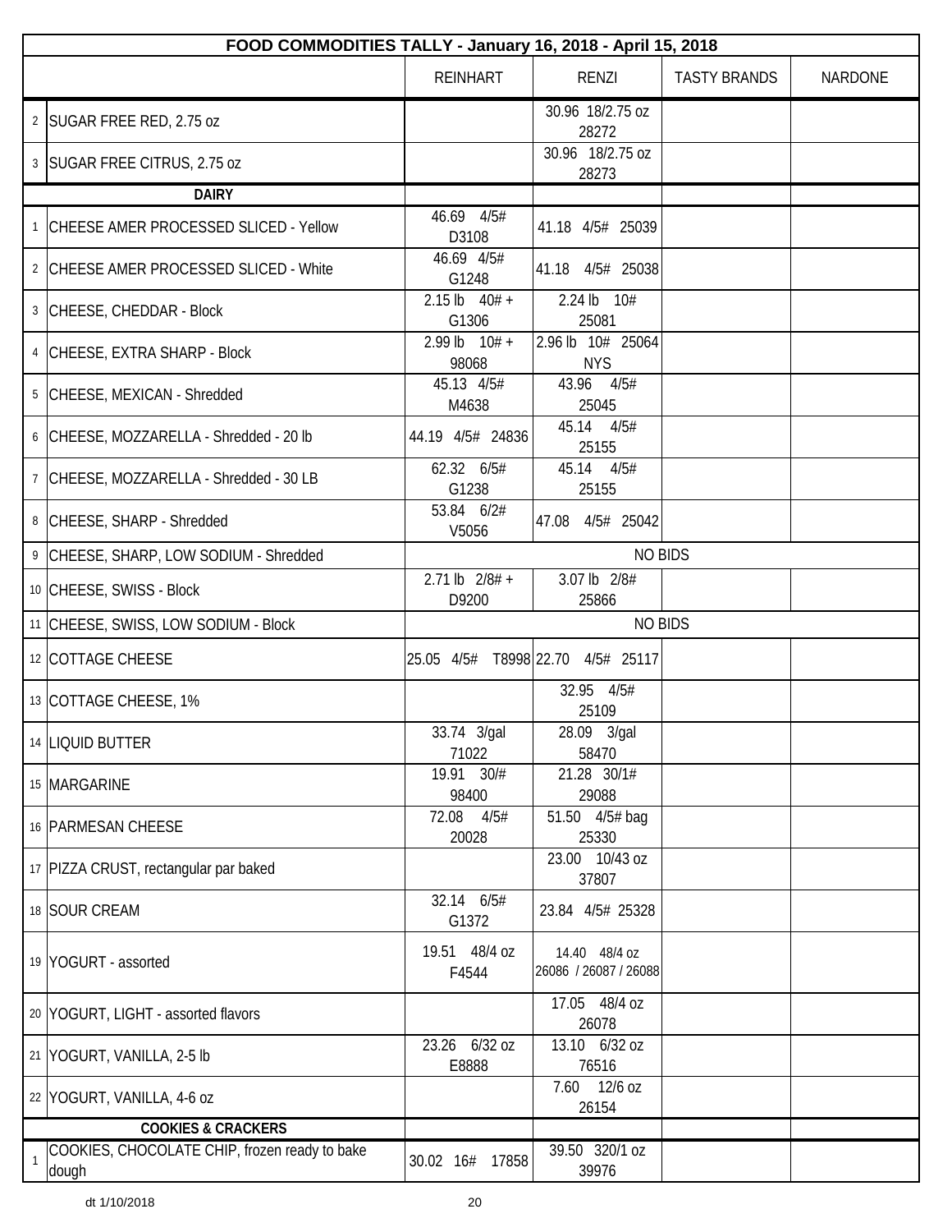| FOOD COMMODITIES TALLY - January 16, 2018 - April 15, 2018 | | | | | |
|---|---|---|---|---|---|
| | | REINHART | RENZI | TASTY BRANDS | NARDONE |
| 2 | SUGAR FREE RED, 2.75 oz | | 30.96 18/2.75 oz 28272 | | |
| 3 | SUGAR FREE CITRUS, 2.75 oz | | 30.96 18/2.75 oz 28273 | | |
| | **DAIRY** | | | | |
| 1 | CHEESE AMER PROCESSED SLICED - Yellow | 46.69 4/5# D3108 | 41.18 4/5# 25039 | | |
| 2 | CHEESE AMER PROCESSED SLICED - White | 46.69 4/5# G1248 | 41.18 4/5# 25038 | | |
| 3 | CHEESE, CHEDDAR - Block | 2.15 lb 40# + G1306 | 2.24 lb 10# 25081 | | |
| 4 | CHEESE, EXTRA SHARP - Block | 2.99 lb 10# + 98068 | 2.96 lb 10# 25064 NYS | | |
| 5 | CHEESE, MEXICAN - Shredded | 45.13 4/5# M4638 | 43.96 4/5# 25045 | | |
| 6 | CHEESE, MOZZARELLA - Shredded - 20 lb | 44.19 4/5# 24836 | 45.14 4/5# 25155 | | |
| 7 | CHEESE, MOZZARELLA - Shredded - 30 LB | 62.32 6/5# G1238 | 45.14 4/5# 25155 | | |
| 8 | CHEESE, SHARP - Shredded | 53.84 6/2# V5056 | 47.08 4/5# 25042 | | |
| 9 | CHEESE, SHARP, LOW SODIUM - Shredded | NO BIDS | | | |
| 10 | CHEESE, SWISS - Block | 2.71 lb 2/8# + D9200 | 3.07 lb 2/8# 25866 | | |
| 11 | CHEESE, SWISS, LOW SODIUM - Block | NO BIDS | | | |
| 12 | COTTAGE CHEESE | 25.05 4/5# T8998 | 22.70 4/5# 25117 | | |
| 13 | COTTAGE CHEESE, 1% | | 32.95 4/5# 25109 | | |
| 14 | LIQUID BUTTER | 33.74 3/gal 71022 | 28.09 3/gal 58470 | | |
| 15 | MARGARINE | 19.91 30/# 98400 | 21.28 30/1# 29088 | | |
| 16 | PARMESAN CHEESE | 72.08 4/5# 20028 | 51.50 4/5# bag 25330 | | |
| 17 | PIZZA CRUST, rectangular par baked | | 23.00 10/43 oz 37807 | | |
| 18 | SOUR CREAM | 32.14 6/5# G1372 | 23.84 4/5# 25328 | | |
| 19 | YOGURT - assorted | 19.51 48/4 oz F4544 | 14.40 48/4 oz 26086 / 26087 / 26088 | | |
| 20 | YOGURT, LIGHT - assorted flavors | | 17.05 48/4 oz 26078 | | |
| 21 | YOGURT, VANILLA, 2-5 lb | 23.26 6/32 oz E8888 | 13.10 6/32 oz 76516 | | |
| 22 | YOGURT, VANILLA, 4-6 oz | | 7.60 12/6 oz 26154 | | |
| | **COOKIES & CRACKERS** | | | | |
| 1 | COOKIES, CHOCOLATE CHIP, frozen ready to bake dough | 30.02 16# 17858 | 39.50 320/1 oz 39976 | | |

dt 1/10/2018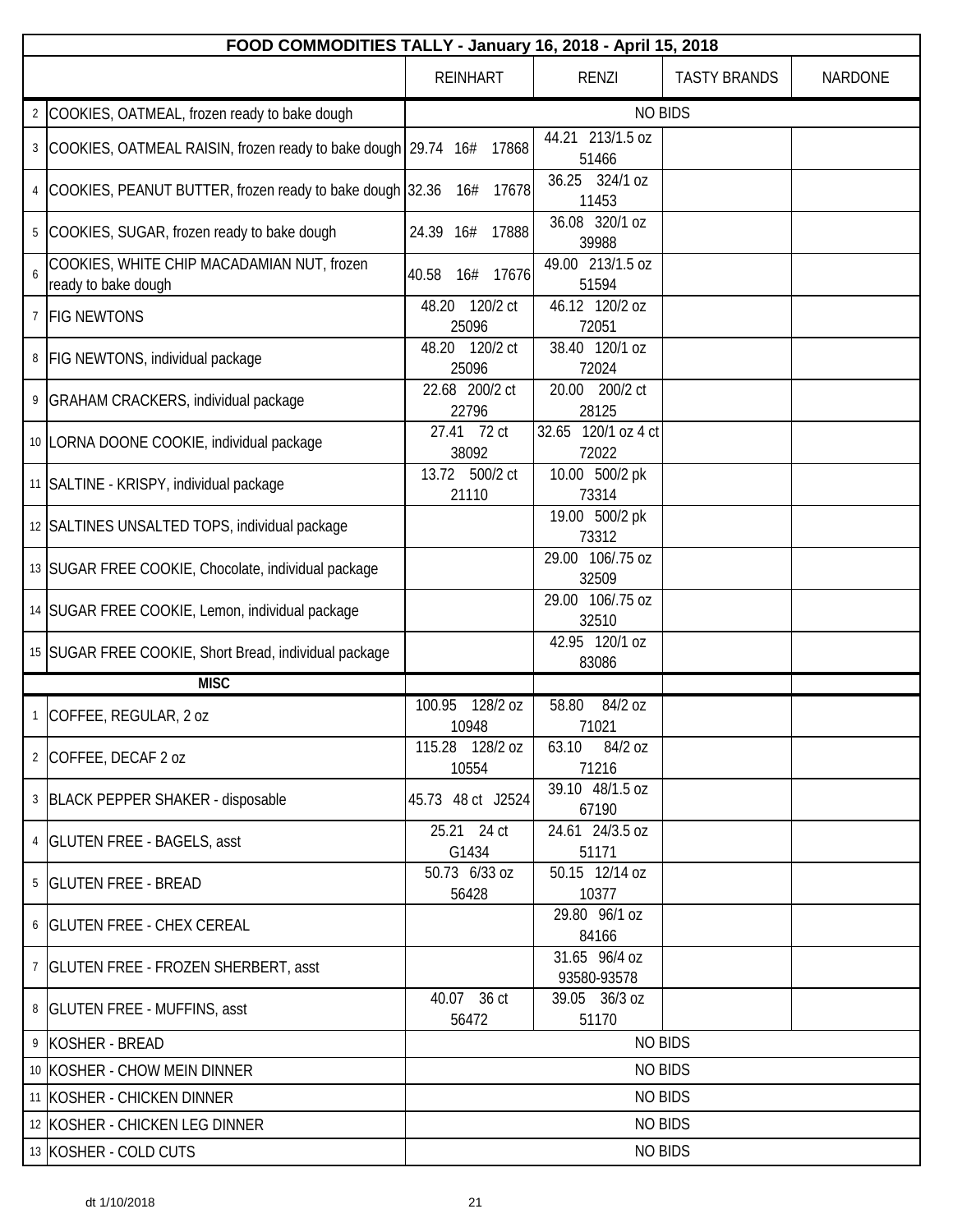| FOOD COMMODITIES TALLY - January 16, 2018 - April 15, 2018 | | | | | |
|---|---|---|---|---|---|
| | | REINHART | RENZI | TASTY BRANDS | NARDONE |
| 2 | COOKIES, OATMEAL, frozen ready to bake dough | NO BIDS | | | |
| 3 | COOKIES, OATMEAL RAISIN, frozen ready to bake dough | 29.74 16# 17868 | 44.21 213/1.5 oz 51466 | | |
| 4 | COOKIES, PEANUT BUTTER, frozen ready to bake dough | 32.36 16# 17678 | 36.25 324/1 oz 11453 | | |
| 5 | COOKIES, SUGAR, frozen ready to bake dough | 24.39 16# 17888 | 36.08 320/1 oz 39988 | | |
| 6 | COOKIES, WHITE CHIP MACADAMIAN NUT, frozen ready to bake dough | 40.58 16# 17676 | 49.00 213/1.5 oz 51594 | | |
| 7 | FIG NEWTONS | 48.20 120/2 ct 25096 | 46.12 120/2 oz 72051 | | |
| 8 | FIG NEWTONS, individual package | 48.20 120/2 ct 25096 | 38.40 120/1 oz 72024 | | |
| 9 | GRAHAM CRACKERS, individual package | 22.68 200/2 ct 22796 | 20.00 200/2 ct 28125 | | |
| 10 | LORNA DOONE COOKIE, individual package | 27.41 72 ct 38092 | 32.65 120/1 oz 4 ct 72022 | | |
| 11 | SALTINE - KRISPY, individual package | 13.72 500/2 ct 21110 | 10.00 500/2 pk 73314 | | |
| 12 | SALTINES UNSALTED TOPS, individual package | | 19.00 500/2 pk 73312 | | |
| 13 | SUGAR FREE COOKIE, Chocolate, individual package | | 29.00 106/.75 oz 32509 | | |
| 14 | SUGAR FREE COOKIE, Lemon, individual package | | 29.00 106/.75 oz 32510 | | |
| 15 | SUGAR FREE COOKIE, Short Bread, individual package | | 42.95 120/1 oz 83086 | | |
| | **MISC** | | | | |
| 1 | COFFEE, REGULAR, 2 oz | 100.95 128/2 oz 10948 | 58.80 84/2 oz 71021 | | |
| 2 | COFFEE, DECAF 2 oz | 115.28 128/2 oz 10554 | 63.10 84/2 oz 71216 | | |
| 3 | BLACK PEPPER SHAKER - disposable | 45.73 48 ct J2524 | 39.10 48/1.5 oz 67190 | | |
| 4 | GLUTEN FREE - BAGELS, asst | 25.21 24 ct G1434 | 24.61 24/3.5 oz 51171 | | |
| 5 | GLUTEN FREE - BREAD | 50.73 6/33 oz 56428 | 50.15 12/14 oz 10377 | | |
| 6 | GLUTEN FREE - CHEX CEREAL | | 29.80 96/1 oz 84166 | | |
| 7 | GLUTEN FREE - FROZEN SHERBERT, asst | | 31.65 96/4 oz 93580-93578 | | |
| 8 | GLUTEN FREE - MUFFINS, asst | 40.07 36 ct 56472 | 39.05 36/3 oz 51170 | | |
| 9 | KOSHER - BREAD | NO BIDS | | | |
| 10 | KOSHER - CHOW MEIN DINNER | NO BIDS | | | |
| 11 | KOSHER - CHICKEN DINNER | NO BIDS | | | |
| 12 | KOSHER - CHICKEN LEG DINNER | NO BIDS | | | |
| 13 | KOSHER - COLD CUTS | NO BIDS | | | |

dt 1/10/2018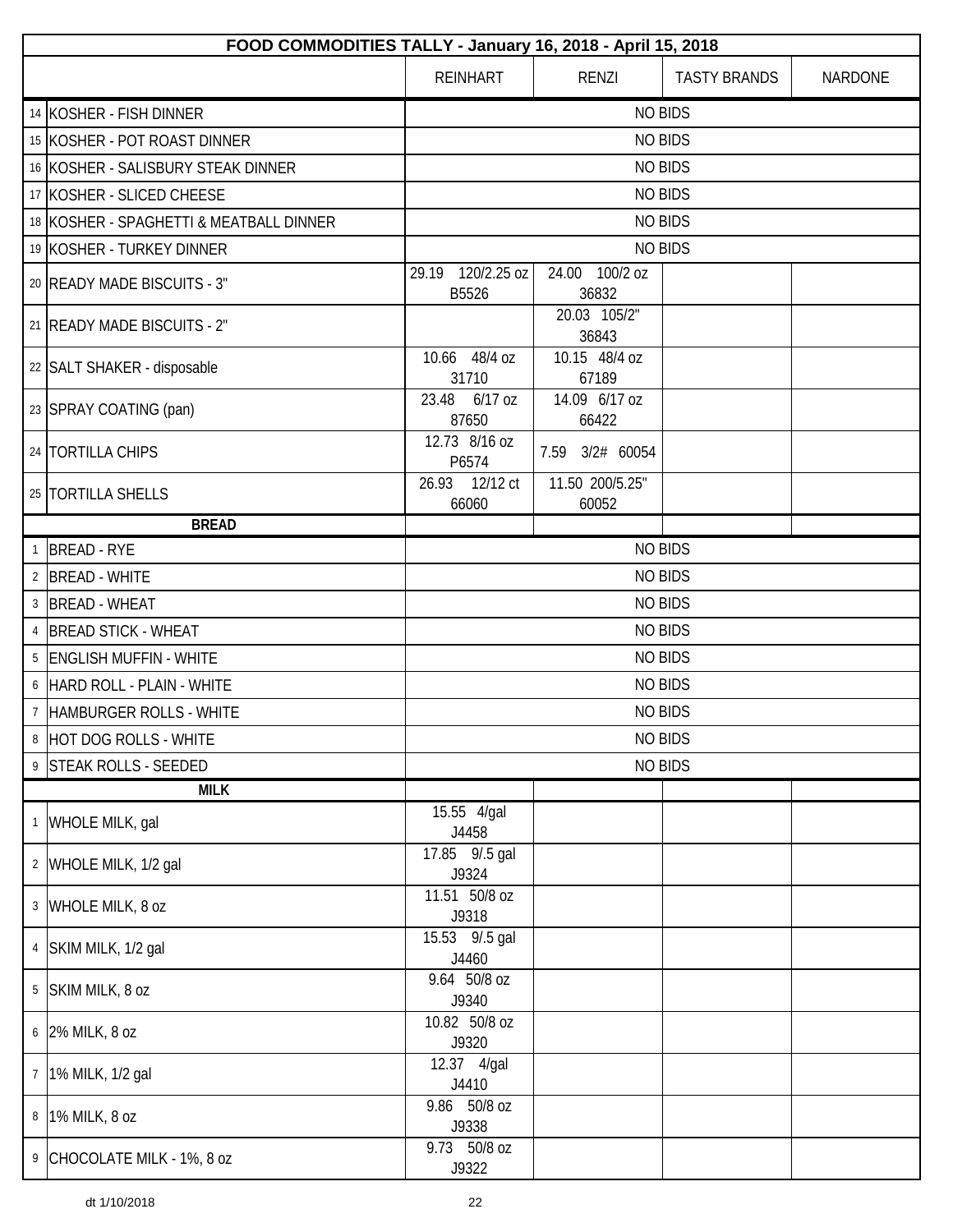| | FOOD COMMODITIES TALLY - January 16, 2018 - April 15, 2018 | | | | |
|---|---|---|---|---|---|
| | | REINHART | RENZI | TASTY BRANDS | NARDONE |
| 14 | KOSHER - FISH DINNER | NO BIDS | | | |
| 15 | KOSHER - POT ROAST DINNER | NO BIDS | | | |
| 16 | KOSHER - SALISBURY STEAK DINNER | NO BIDS | | | |
| 17 | KOSHER - SLICED CHEESE | NO BIDS | | | |
| 18 | KOSHER - SPAGHETTI & MEATBALL DINNER | NO BIDS | | | |
| 19 | KOSHER - TURKEY DINNER | NO BIDS | | | |
| 20 | READY MADE BISCUITS - 3" | 29.19 120/2.25 oz B5526 | 24.00 100/2 oz 36832 | | |
| 21 | READY MADE BISCUITS - 2" | | 20.03 105/2" 36843 | | |
| 22 | SALT SHAKER - disposable | 10.66 48/4 oz 31710 | 10.15 48/4 oz 67189 | | |
| 23 | SPRAY COATING (pan) | 23.48 6/17 oz 87650 | 14.09 6/17 oz 66422 | | |
| 24 | TORTILLA CHIPS | 12.73 8/16 oz P6574 | 7.59 3/2# 60054 | | |
| 25 | TORTILLA SHELLS | 26.93 12/12 ct 66060 | 11.50 200/5.25" 60052 | | |
| | **BREAD** | | | | |
| 1 | BREAD - RYE | NO BIDS | | | |
| 2 | BREAD - WHITE | NO BIDS | | | |
| 3 | BREAD - WHEAT | NO BIDS | | | |
| 4 | BREAD STICK - WHEAT | NO BIDS | | | |
| 5 | ENGLISH MUFFIN - WHITE | NO BIDS | | | |
| 6 | HARD ROLL - PLAIN - WHITE | NO BIDS | | | |
| 7 | HAMBURGER ROLLS - WHITE | NO BIDS | | | |
| 8 | HOT DOG ROLLS - WHITE | NO BIDS | | | |
| 9 | STEAK ROLLS - SEEDED | NO BIDS | | | |
| | **MILK** | | | | |
| 1 | WHOLE MILK, gal | 15.55 4/gal J4458 | | | |
| 2 | WHOLE MILK, 1/2 gal | 17.85 9/.5 gal J9324 | | | |
| 3 | WHOLE MILK, 8 oz | 11.51 50/8 oz J9318 | | | |
| 4 | SKIM MILK, 1/2 gal | 15.53 9/.5 gal J4460 | | | |
| 5 | SKIM MILK, 8 oz | 9.64 50/8 oz J9340 | | | |
| 6 | 2% MILK, 8 oz | 10.82 50/8 oz J9320 | | | |
| 7 | 1% MILK, 1/2 gal | 12.37 4/gal J4410 | | | |
| 8 | 1% MILK, 8 oz | 9.86 50/8 oz J9338 | | | |
| 9 | CHOCOLATE MILK - 1%, 8 oz | 9.73 50/8 oz J9322 | | | |

dt 1/10/2018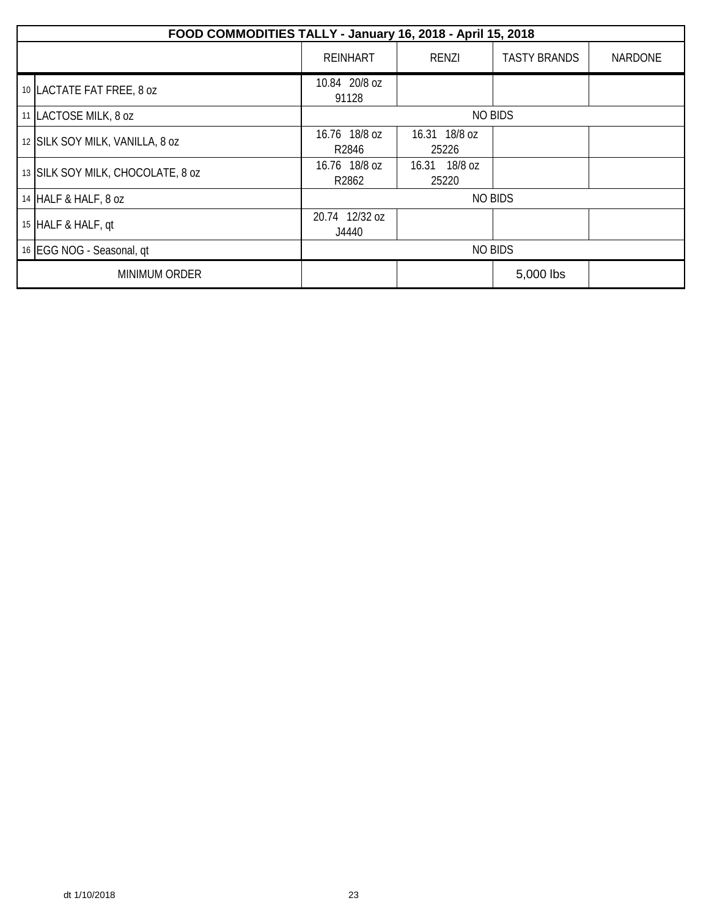| FOOD COMMODITIES TALLY - January 16, 2018 - April 15, 2018 | | | | | |
|---|---|---|---|---|---|
| | | REINHART | RENZI | TASTY BRANDS | NARDONE |
| 10 | LACTATE FAT FREE, 8 oz | 10.84 20/8 oz 91128 | | | |
| 11 | LACTOSE MILK, 8 oz | NO BIDS | | | |
| 12 | SILK SOY MILK, VANILLA, 8 oz | 16.76 18/8 oz R2846 | 16.31 18/8 oz 25226 | | |
| 13 | SILK SOY MILK, CHOCOLATE, 8 oz | 16.76 18/8 oz R2862 | 16.31 18/8 oz 25220 | | |
| 14 | HALF & HALF, 8 oz | NO BIDS | | | |
| 15 | HALF & HALF, qt | 20.74 12/32 oz J4440 | | | |
| 16 | EGG NOG - Seasonal, qt | NO BIDS | | | |
| | MINIMUM ORDER | | | 5,000 lbs | |

dt 1/10/2018